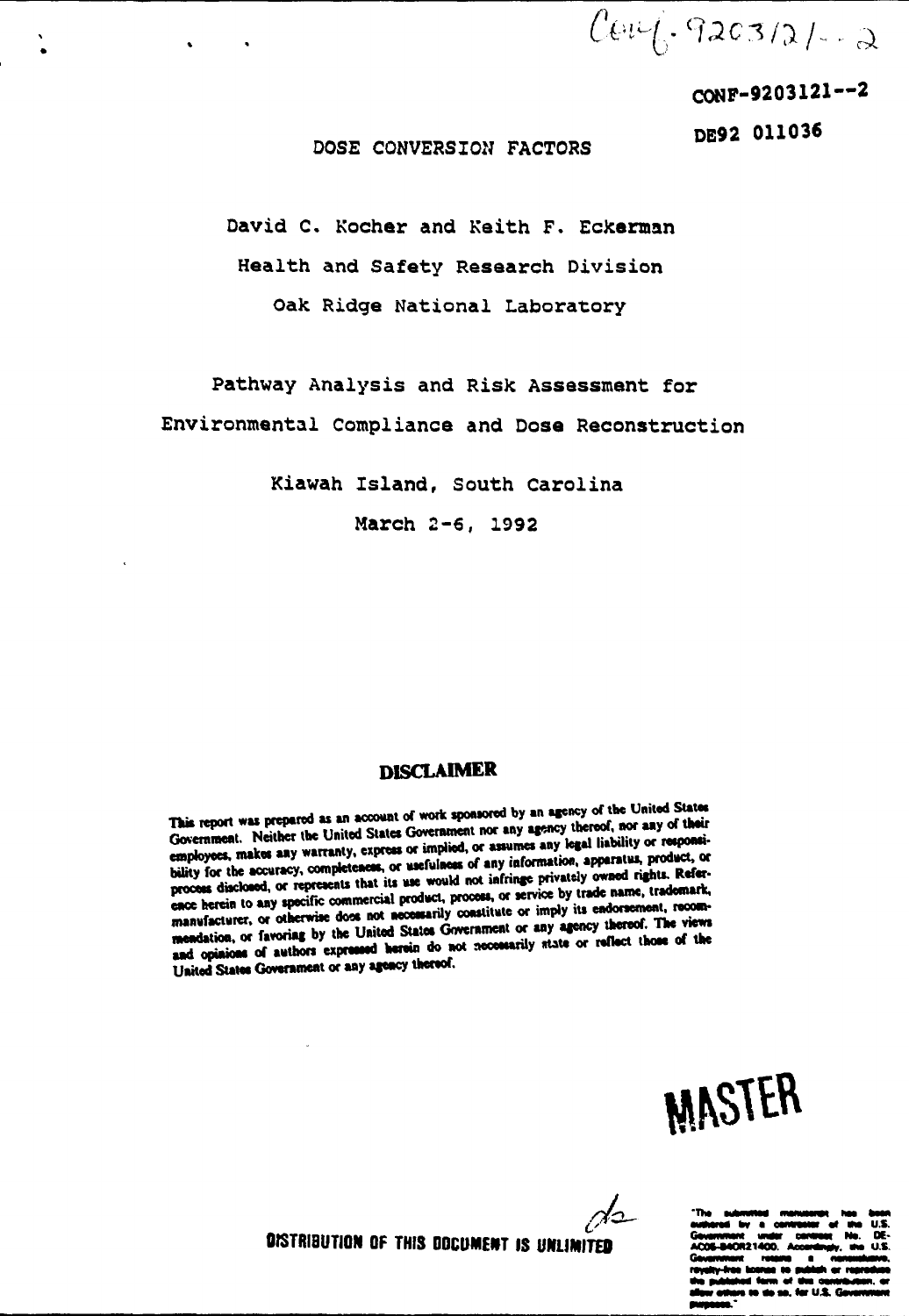Conf-920312l--2

CONF-9203121--2

DE92 011036

# DOSE CONVERSION FACTORS

David C. Kocher and Keith F. Eckerman

Health and Safety Research Division

Oak Ridge National Laboratory

Pathway Analysis and Risk Assessment for

Environmental Compliance and Dose Reconstruction

Kiawah Island, South Carolina

March 2-6, 1992

## DISCLAIMER

This report was prepared as an account of work sponsored by an agency of the United States Government. Neither the United States Government nor any agency thereof, nor any of their employees, makes any warranty, express or implied, or assumes any legal liability or responsibility for the accuracy, completeness, or usefulness of any information, apparatus, product, or process disclosed, or represents that its use would not infringe privately owned rights. Reference herein to any specific commercial product, process, or service by trade name, trademark, manufacturer, or otherwise does not necessarily constitute or imply its endorsement, recommendation, or favoring by the United States Government or any agency thereof. The views and opinions of authors expressed herein do not necessarily state or reflect those of the United States Government or any agency thereof.

MASTER

DISTRIBUTION OF THIS DOCUMENT IS UNLIMITED

"The submitted manuscript has been authored by a contractor of the U.S. Government under contract No. DE-AC05-84OR21400. Accordingly, the U.S. Government retains a nonexclusive, royalty-free license to publish or reproduce the published form of this contribution, or allow others to do so, for U.S. Government purposes."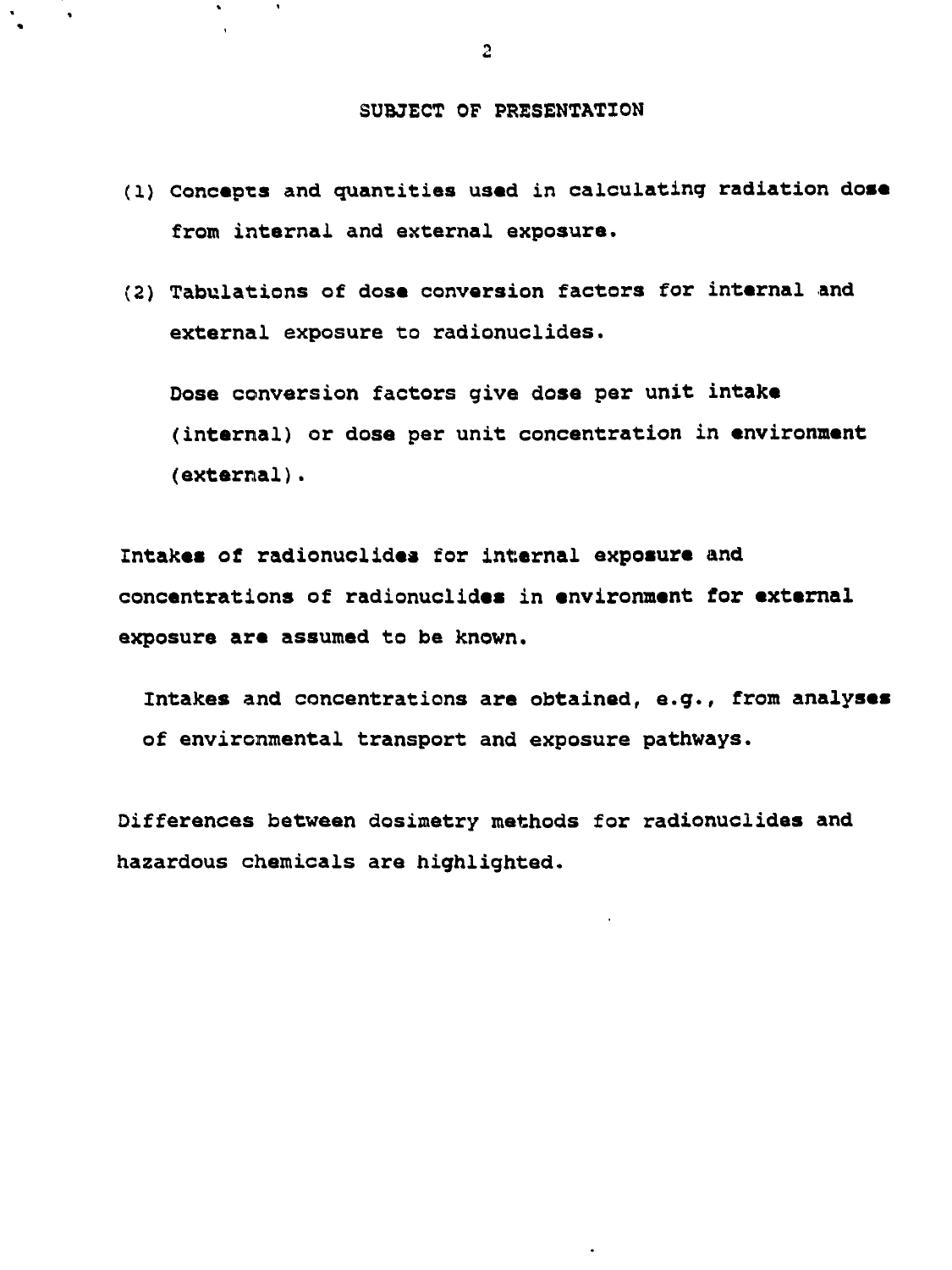## SUBJECT OF PRESENTATION

(1) Concepts and quantities used in calculating radiation dose from internal and external exposure.

(2) Tabulations of dose conversion factors for internal and external exposure to radionuclides.

  Dose conversion factors give dose per unit intake (internal) or dose per unit concentration in environment (external).

Intakes of radionuclides for internal exposure and concentrations of radionuclides in environment for external exposure are assumed to be known.

  Intakes and concentrations are obtained, e.g., from analyses of environmental transport and exposure pathways.

Differences between dosimetry methods for radionuclides and hazardous chemicals are highlighted.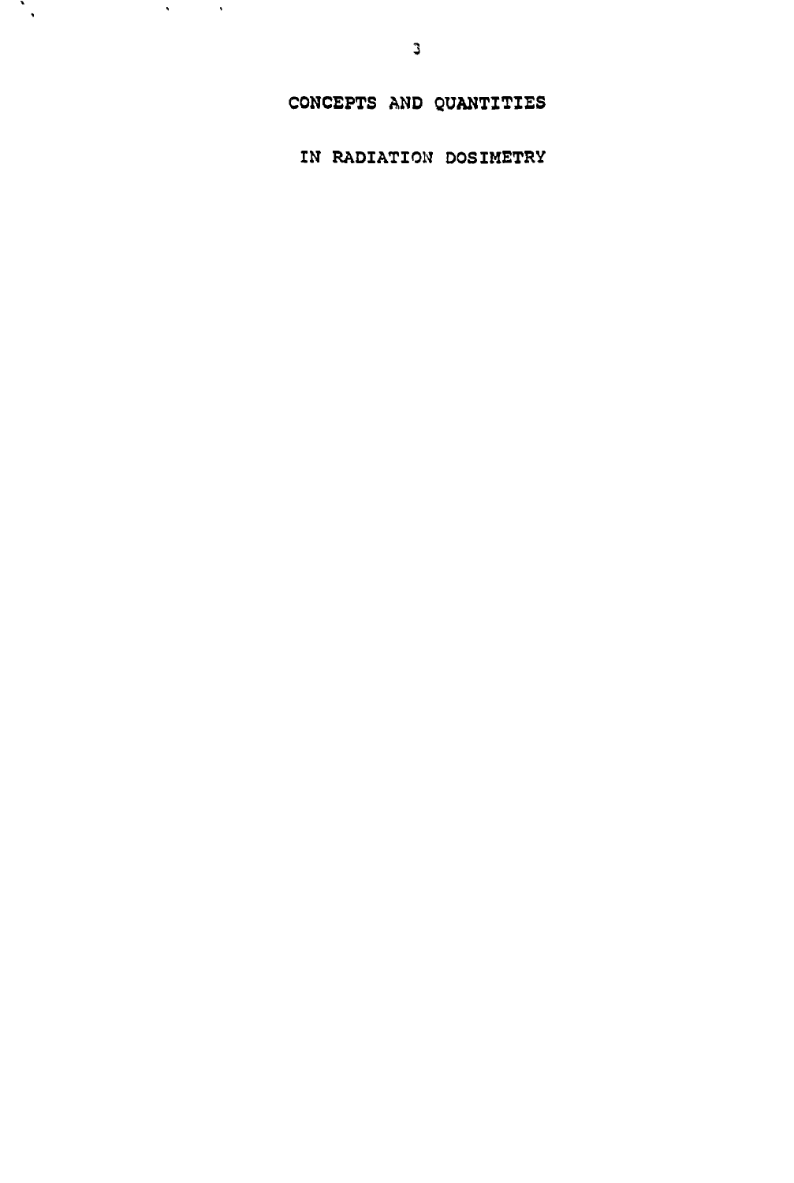# CONCEPTS AND QUANTITIES

# IN RADIATION DOSIMETRY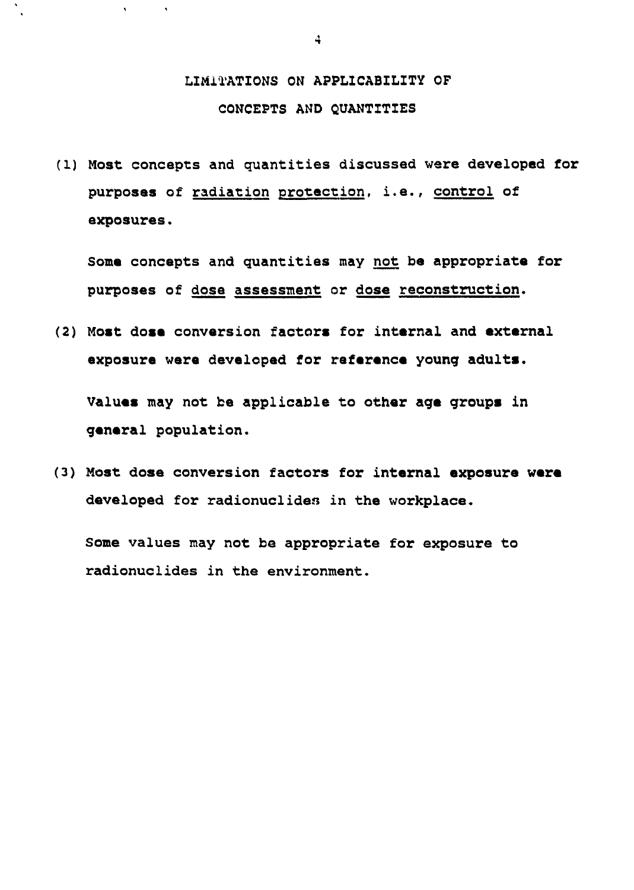# LIMITATIONS ON APPLICABILITY OF CONCEPTS AND QUANTITIES

(1) Most concepts and quantities discussed were developed for purposes of radiation protection, i.e., control of exposures.

Some concepts and quantities may not be appropriate for purposes of dose assessment or dose reconstruction.

(2) Most dose conversion factors for internal and external exposure were developed for reference young adults.

Values may not be applicable to other age groups in general population.

(3) Most dose conversion factors for internal exposure were developed for radionuclides in the workplace.

Some values may not be appropriate for exposure to radionuclides in the environment.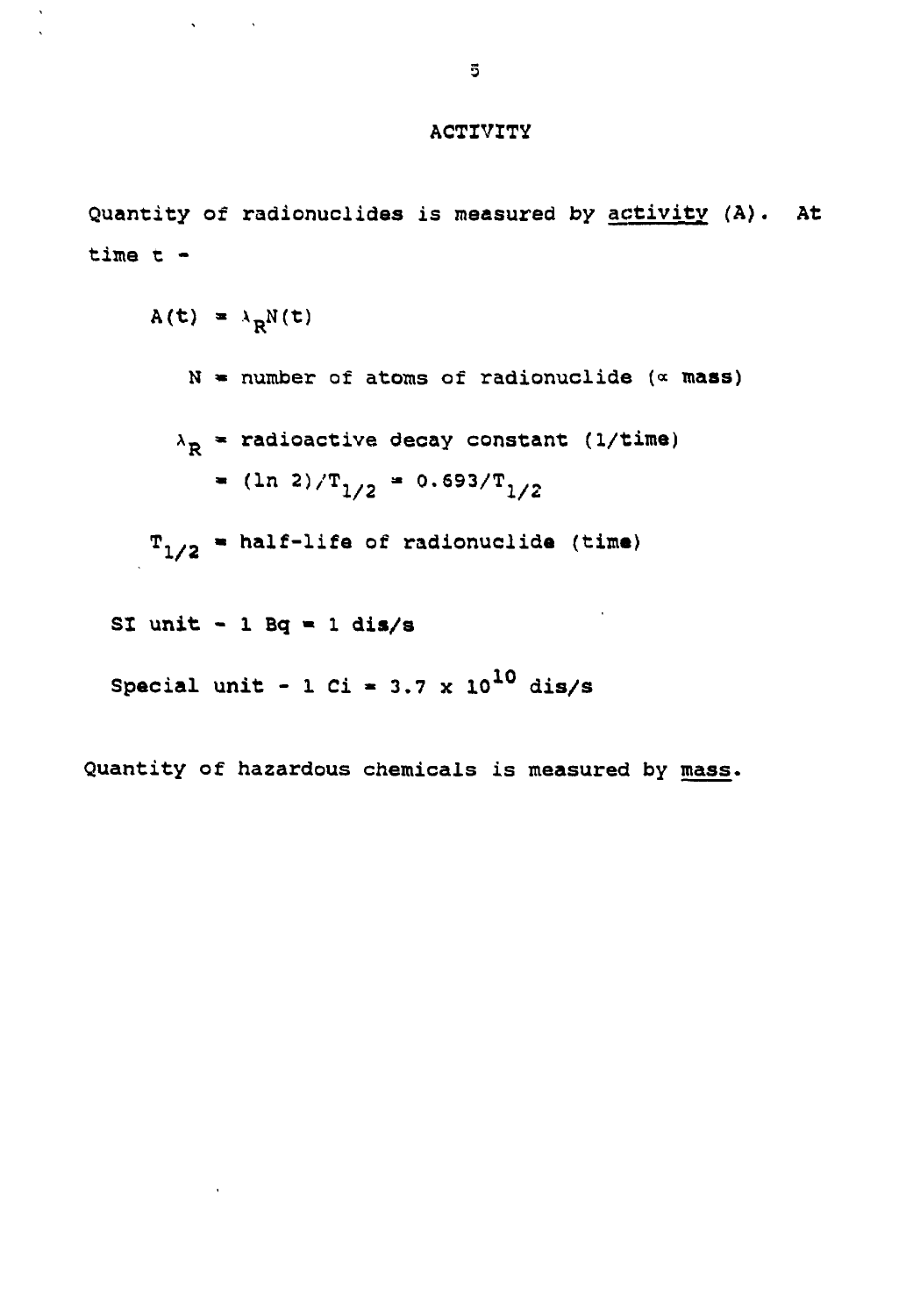# ACTIVITY

Quantity of radionuclides is measured by <u>activity</u> (A). At time t -

$$A(t) = \lambda_R N(t)$$

$N$ = number of atoms of radionuclide ($\propto$ **mass**)

$\lambda_R$ = radioactive decay constant (1/time)

$= (\ln 2)/T_{1/2} = 0.693/T_{1/2}$

$T_{1/2}$ = half-life of radionuclide (time)

SI unit - 1 Bq = 1 dis/s

Special unit - 1 Ci = $3.7 \times 10^{10}$ dis/s

Quantity of hazardous chemicals is measured by <u>mass</u>.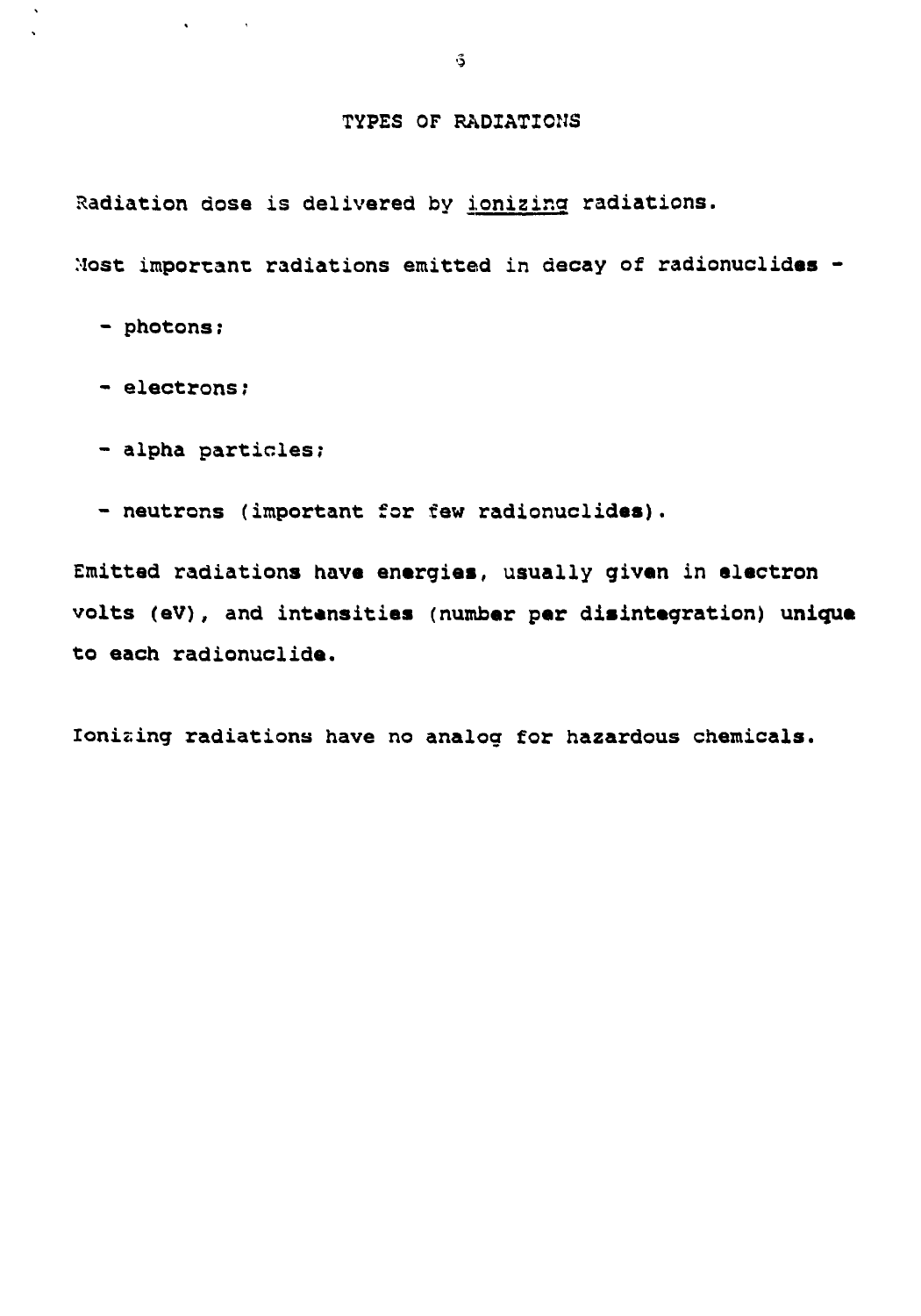# TYPES OF RADIATIONS

Radiation dose is delivered by <u>ionizing</u> radiations.

Most important radiations emitted in decay of radionuclides -

- photons;
- electrons;
- alpha particles;
- neutrons (important for few radionuclides).

Emitted radiations have energies, usually given in electron volts (eV), and intensities (number per disintegration) unique to each radionuclide.

Ionizing radiations have no analog for hazardous chemicals.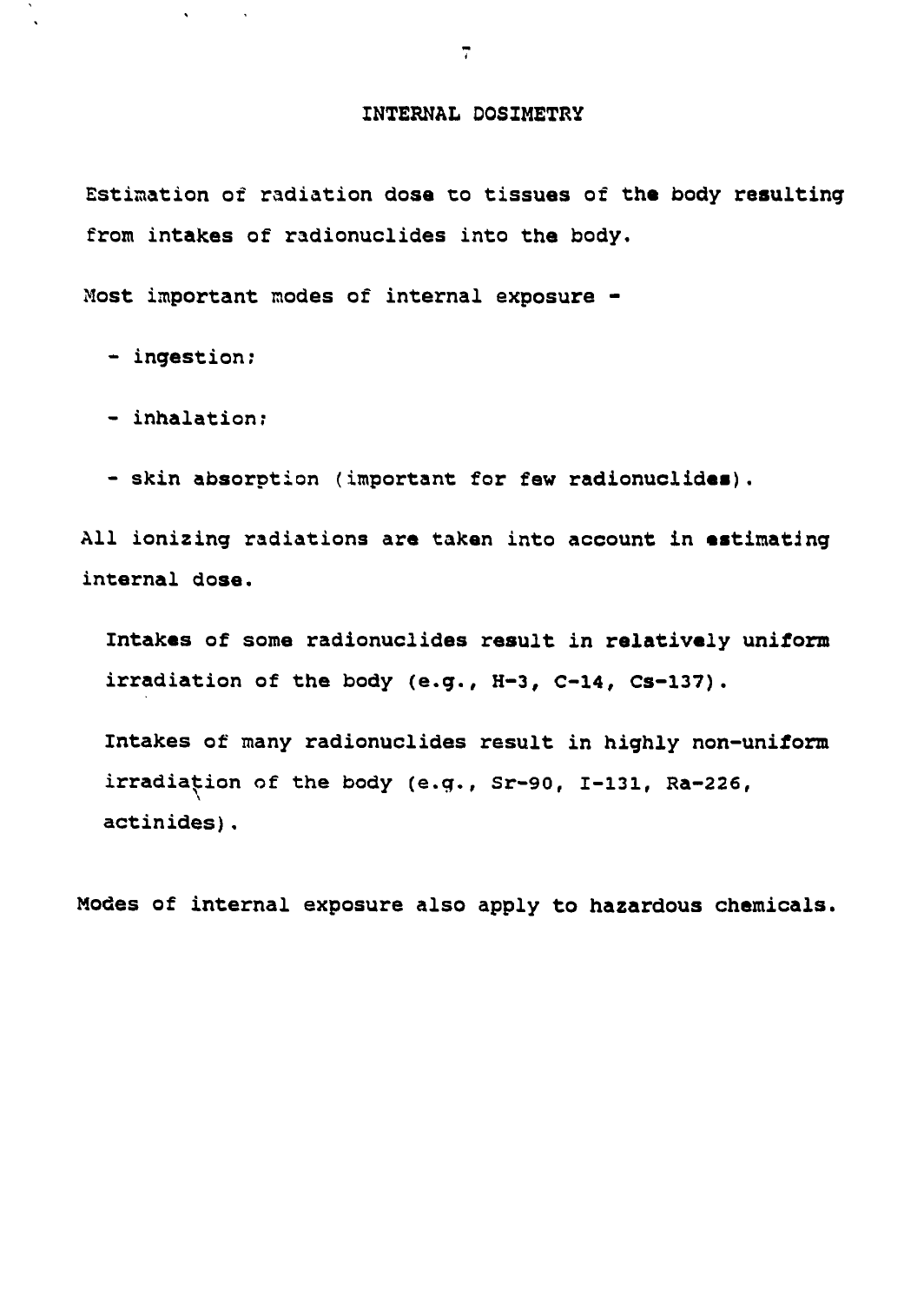# INTERNAL DOSIMETRY

Estimation of radiation dose to tissues of the body resulting from intakes of radionuclides into the body.

Most important modes of internal exposure -

- ingestion;
- inhalation;
- skin absorption (important for few radionuclides).

All ionizing radiations are taken into account in estimating internal dose.

Intakes of some radionuclides result in relatively uniform irradiation of the body (e.g., H-3, C-14, Cs-137).

Intakes of many radionuclides result in highly non-uniform irradiation of the body (e.g., Sr-90, I-131, Ra-226, actinides).

Modes of internal exposure also apply to hazardous chemicals.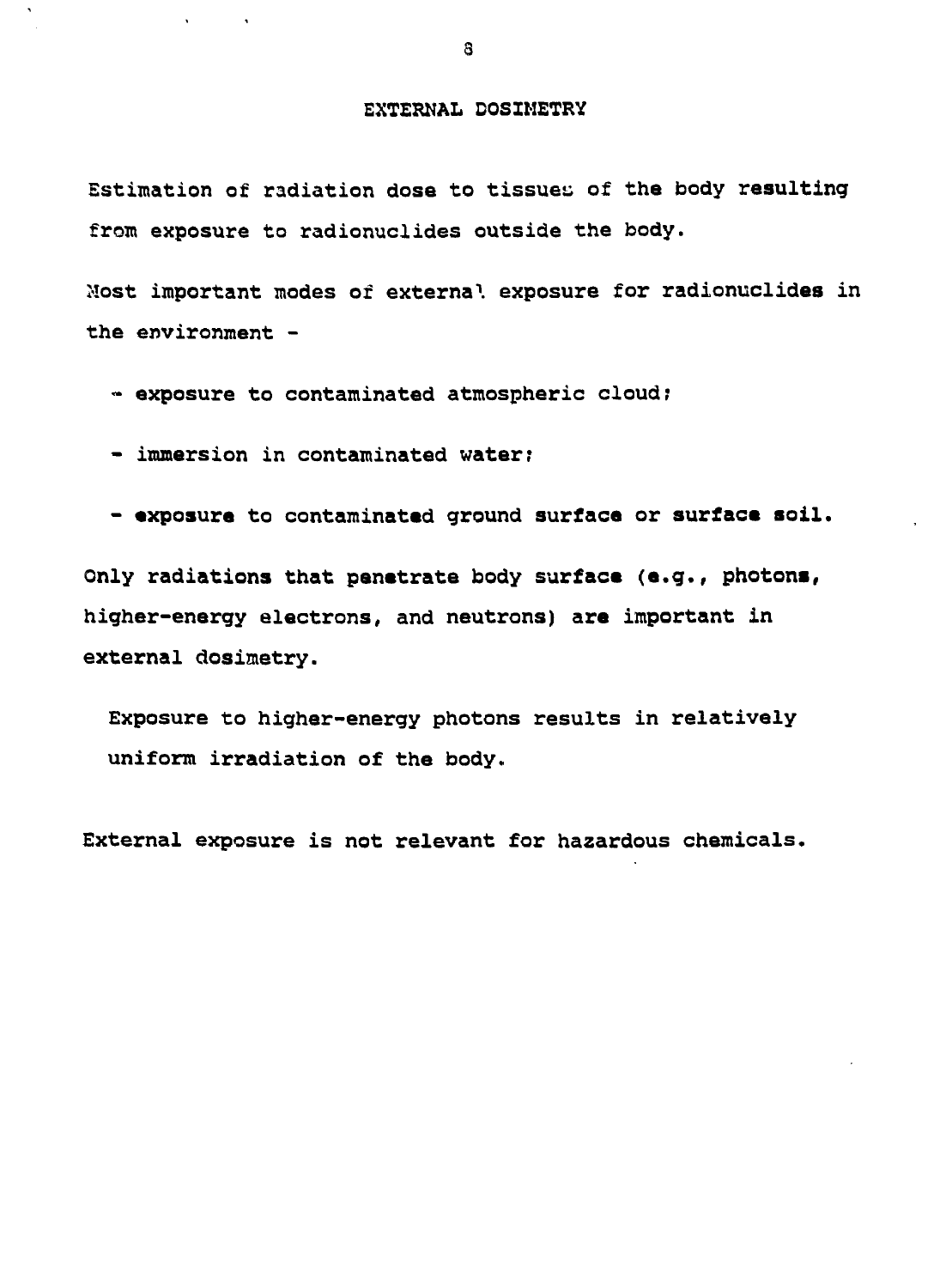## EXTERNAL DOSIMETRY

Estimation of radiation dose to tissues of the body resulting from exposure to radionuclides outside the body.

Most important modes of external exposure for radionuclides in the environment -

- exposure to contaminated atmospheric cloud;
- immersion in contaminated water;
- exposure to contaminated ground surface or surface soil.

Only radiations that penetrate body surface (e.g., photons, higher-energy electrons, and neutrons) are important in external dosimetry.

Exposure to higher-energy photons results in relatively uniform irradiation of the body.

External exposure is not relevant for hazardous chemicals.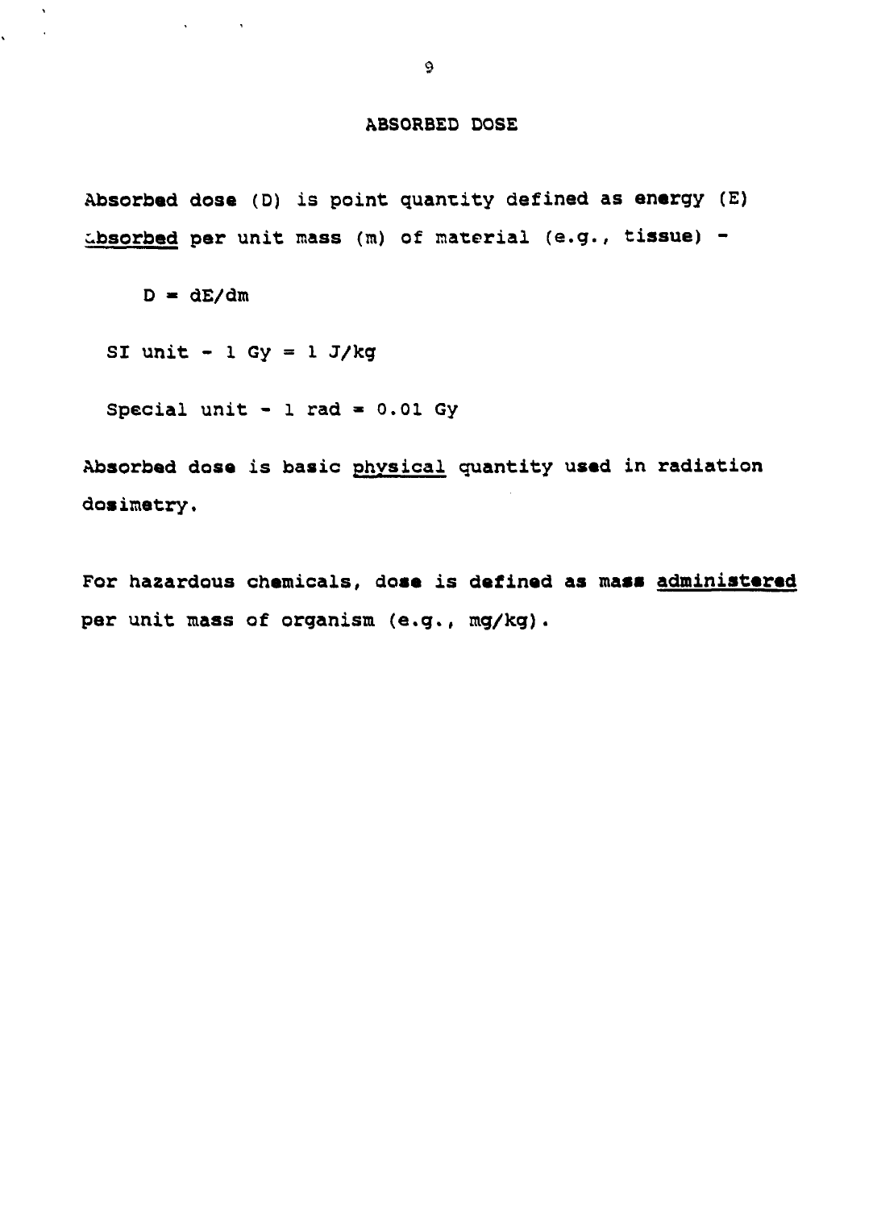## ABSORBED DOSE

**Absorbed dose** (D) is point quantity defined as **energy** (E) **absorbed** per unit mass (m) of material (e.g., tissue) -

$$D = dE/dm$$

SI unit - 1 Gy = 1 J/kg

Special unit - 1 rad = 0.01 Gy

**Absorbed dose is basic** physical **quantity used in radiation dosimetry.**

**For hazardous chemicals, dose is defined as mass** **administered** **per unit mass of organism (e.g., mg/kg).**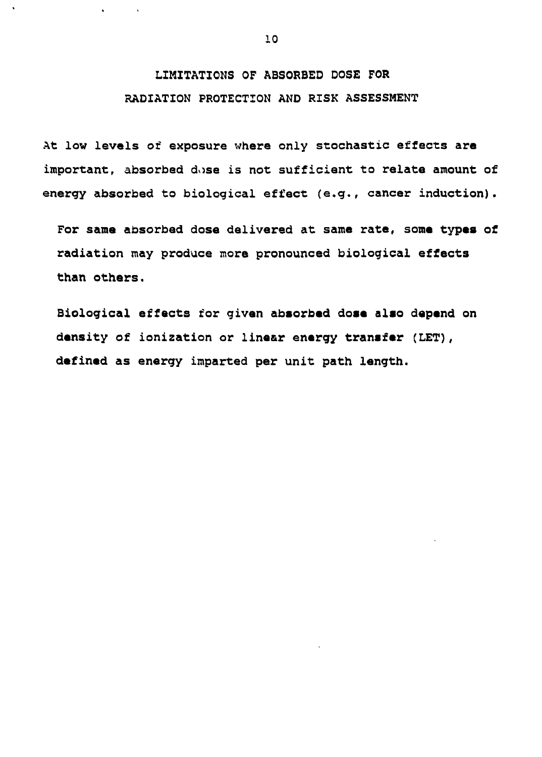# LIMITATIONS OF ABSORBED DOSE FOR RADIATION PROTECTION AND RISK ASSESSMENT

At low levels of exposure where only stochastic effects are important, absorbed dose is not sufficient to relate amount of energy absorbed to biological effect (e.g., cancer induction).

- For same absorbed dose delivered at same rate, some types of radiation may produce more pronounced biological effects than others.

- Biological effects for given absorbed dose also depend on density of ionization or linear energy transfer (LET), defined as energy imparted per unit path length.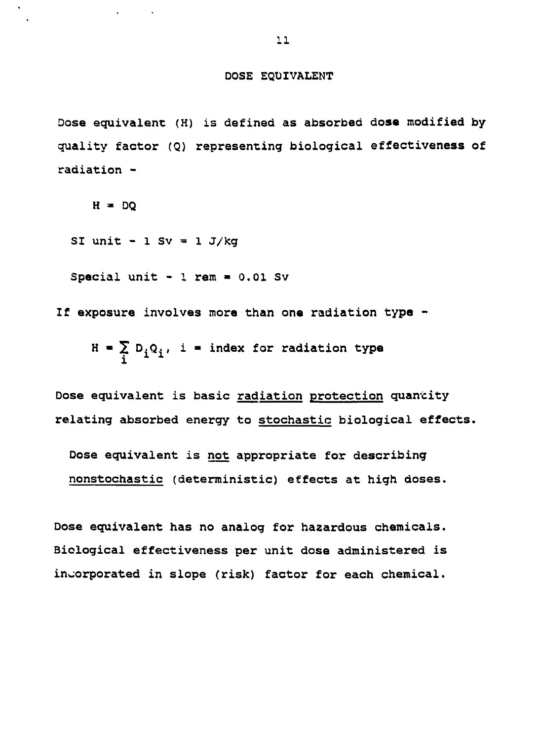# DOSE EQUIVALENT

Dose equivalent (H) is defined as absorbed dose modified by quality factor (Q) representing biological effectiveness of radiation -

$$H = DQ$$

SI unit - 1 Sv = 1 J/kg

Special unit - 1 rem = 0.01 Sv

If exposure involves more than one radiation type -

$$H = \sum_i D_i Q_i, \quad i = \text{index for radiation type}$$

Dose equivalent is basic radiation protection quantity relating absorbed energy to stochastic biological effects.

Dose equivalent is not appropriate for describing nonstochastic (deterministic) effects at high doses.

Dose equivalent has no analog for hazardous chemicals. Biological effectiveness per unit dose administered is incorporated in slope (risk) factor for each chemical.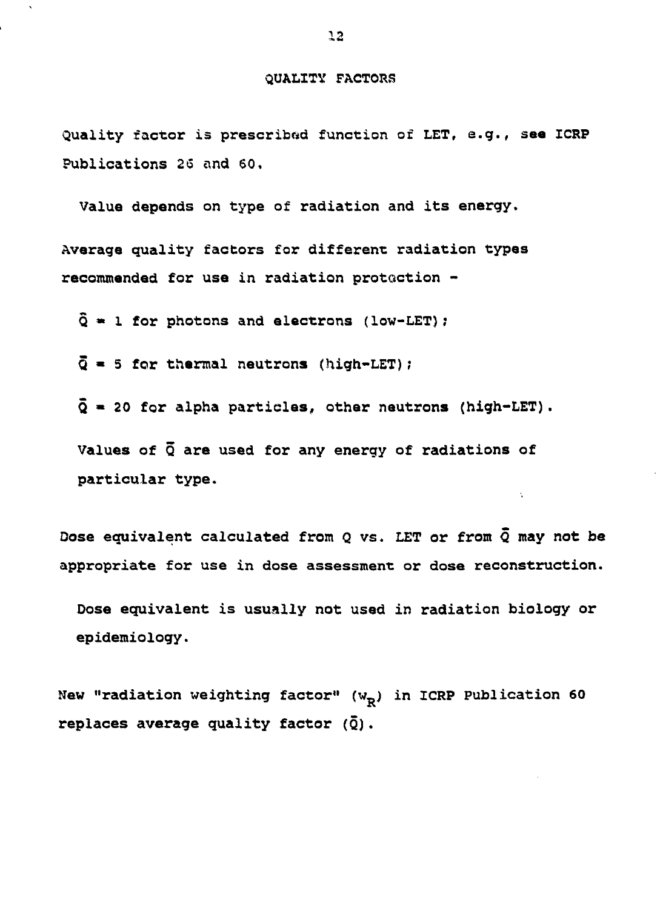## QUALITY FACTORS

Quality factor is prescribed function of LET, e.g., see ICRP Publications 26 and 60.

Value depends on type of radiation and its energy.

Average quality factors for different radiation types recommended for use in radiation protection -

$\bar{Q} = 1$ for photons and electrons (low-LET);

$\bar{Q} = 5$ for thermal neutrons (high-LET);

$\bar{Q} = 20$ for alpha particles, other neutrons (high-LET).

Values of $\bar{Q}$ are used for any energy of radiations of particular type.

Dose equivalent calculated from Q vs. LET or from $\bar{Q}$ may not be appropriate for use in dose assessment or dose reconstruction.

Dose equivalent is usually not used in radiation biology or epidemiology.

New "radiation weighting factor" ($w_R$) in ICRP Publication 60 replaces average quality factor ($\bar{Q}$).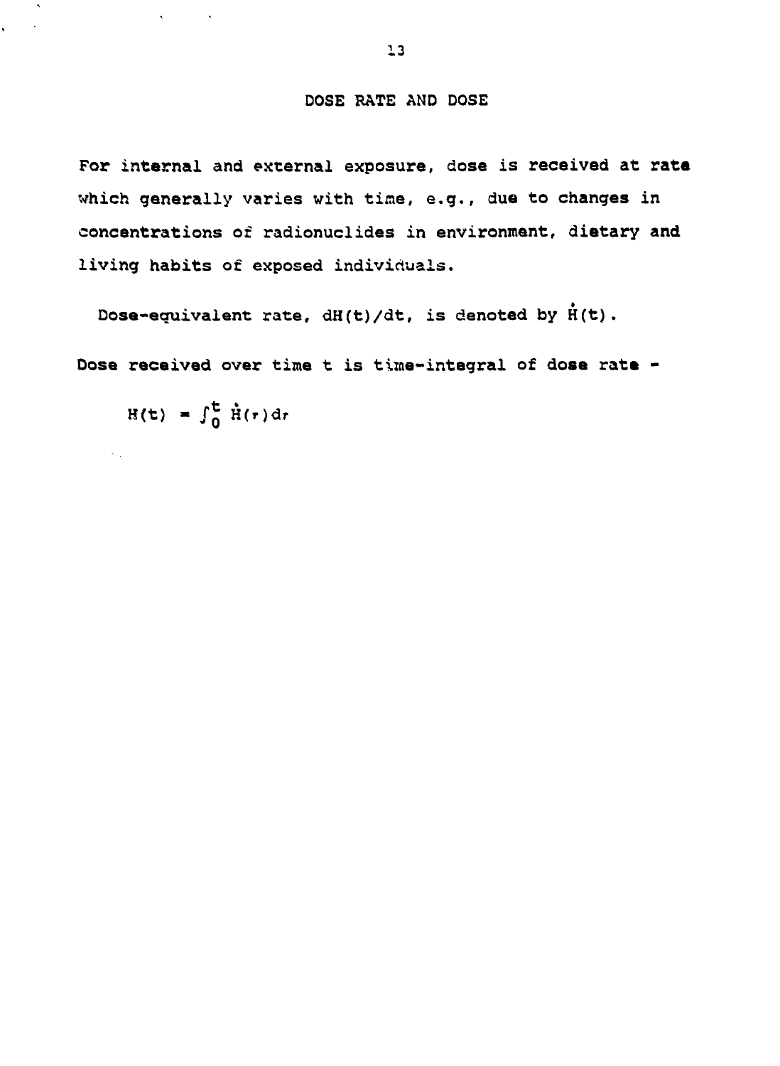## DOSE RATE AND DOSE

For internal and external exposure, dose is received at rate which generally varies with time, e.g., due to changes in concentrations of radionuclides in environment, dietary and living habits of exposed individuals.

Dose-equivalent rate, $dH(t)/dt$, is denoted by $\dot{H}(t)$.

Dose received over time t is time-integral of dose rate -

$$H(t) = \int_0^t \dot{H}(\tau)d\tau$$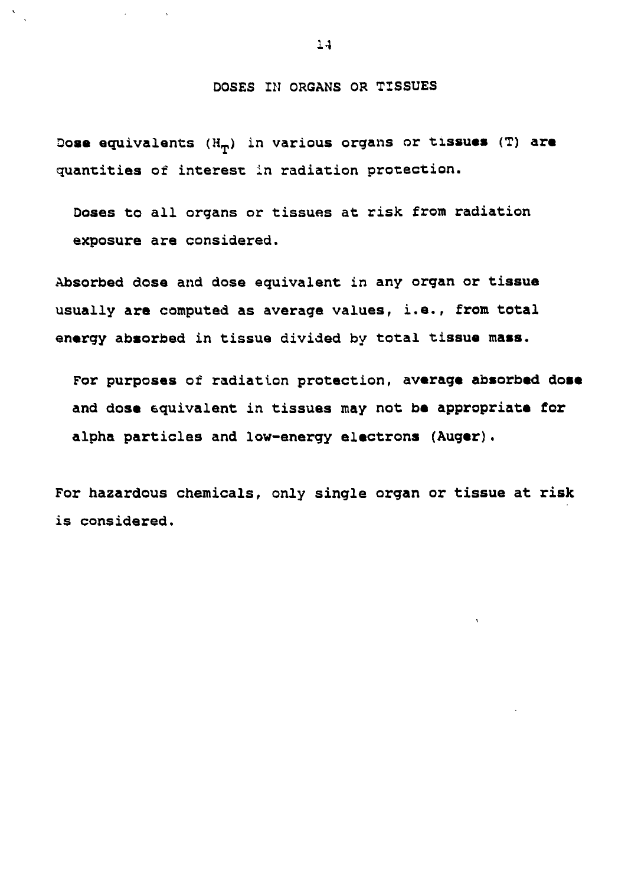# DOSES IN ORGANS OR TISSUES

Dose equivalents ($H_T$) in various organs or tissues (T) are quantities of interest in radiation protection.

- Doses to all organs or tissues at risk from radiation exposure are considered.

Absorbed dose and dose equivalent in any organ or tissue usually are computed as average values, i.e., from total energy absorbed in tissue divided by total tissue mass.

- For purposes of radiation protection, average absorbed dose and dose equivalent in tissues may not be appropriate for alpha particles and low-energy electrons (Auger).

For hazardous chemicals, only single organ or tissue at risk is considered.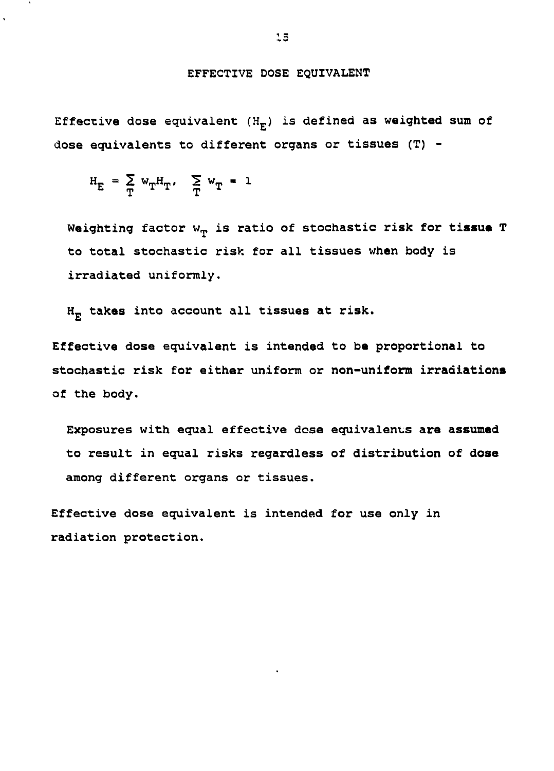## EFFECTIVE DOSE EQUIVALENT

Effective dose equivalent ($H_E$) is defined as weighted sum of dose equivalents to different organs or tissues (T) -

$$H_E = \sum_T w_T H_T, \quad \sum_T w_T = 1$$

Weighting factor $w_T$ is ratio of stochastic risk for tissue T to total stochastic risk for all tissues when body is irradiated uniformly.

$H_E$ takes into account all tissues at risk.

Effective dose equivalent is intended to be proportional to stochastic risk for either uniform or non-uniform irradiations of the body.

Exposures with equal effective dose equivalents are assumed to result in equal risks regardless of distribution of dose among different organs or tissues.

Effective dose equivalent is intended for use only in radiation protection.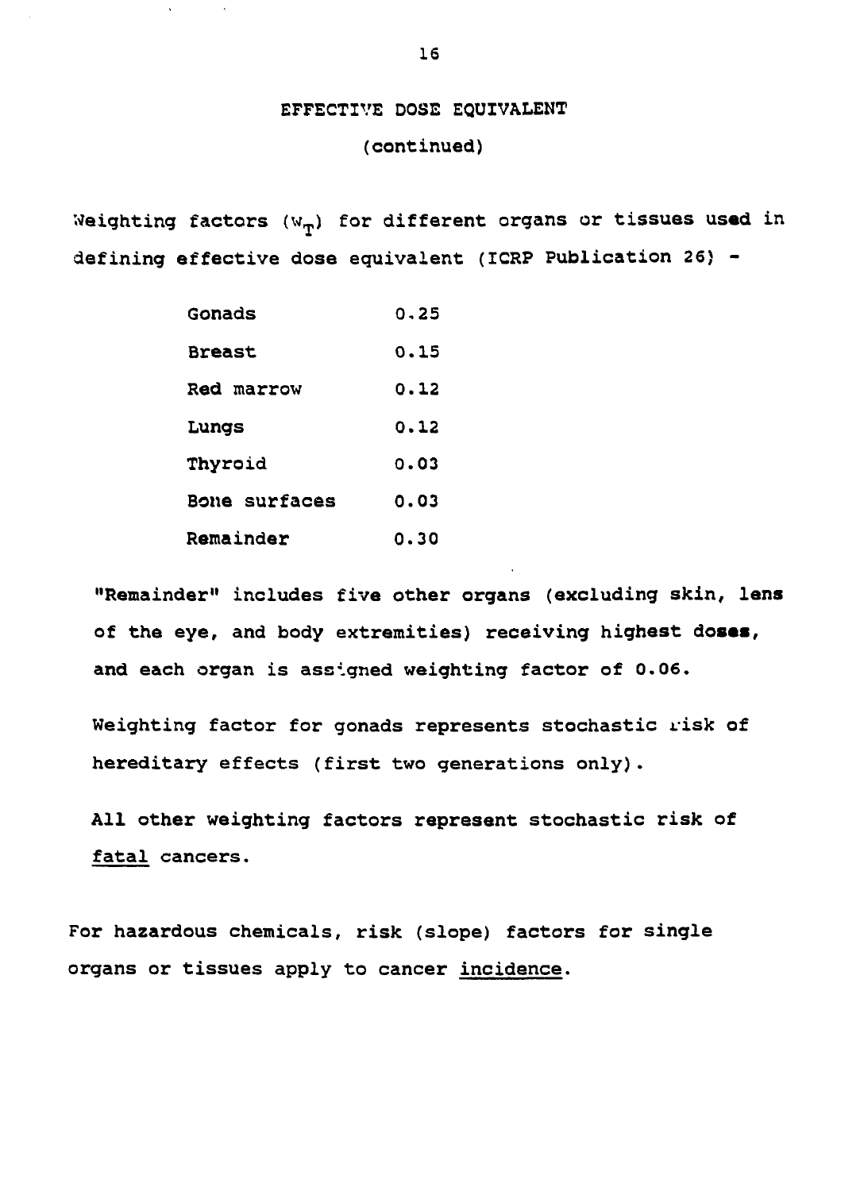# EFFECTIVE DOSE EQUIVALENT

## (continued)

Weighting factors ($w_T$) for different organs or tissues used in defining effective dose equivalent (ICRP Publication 26) -

| Organ or tissue | $w_T$ |
|---|---|
| Gonads | 0.25 |
| Breast | 0.15 |
| Red marrow | 0.12 |
| Lungs | 0.12 |
| Thyroid | 0.03 |
| Bone surfaces | 0.03 |
| Remainder | 0.30 |

"Remainder" includes five other organs (excluding skin, lens of the eye, and body extremities) receiving highest doses, and each organ is assigned weighting factor of 0.06.

Weighting factor for gonads represents stochastic risk of hereditary effects (first two generations only).

All other weighting factors represent stochastic risk of <u>fatal</u> cancers.

For hazardous chemicals, risk (slope) factors for single organs or tissues apply to cancer <u>incidence</u>.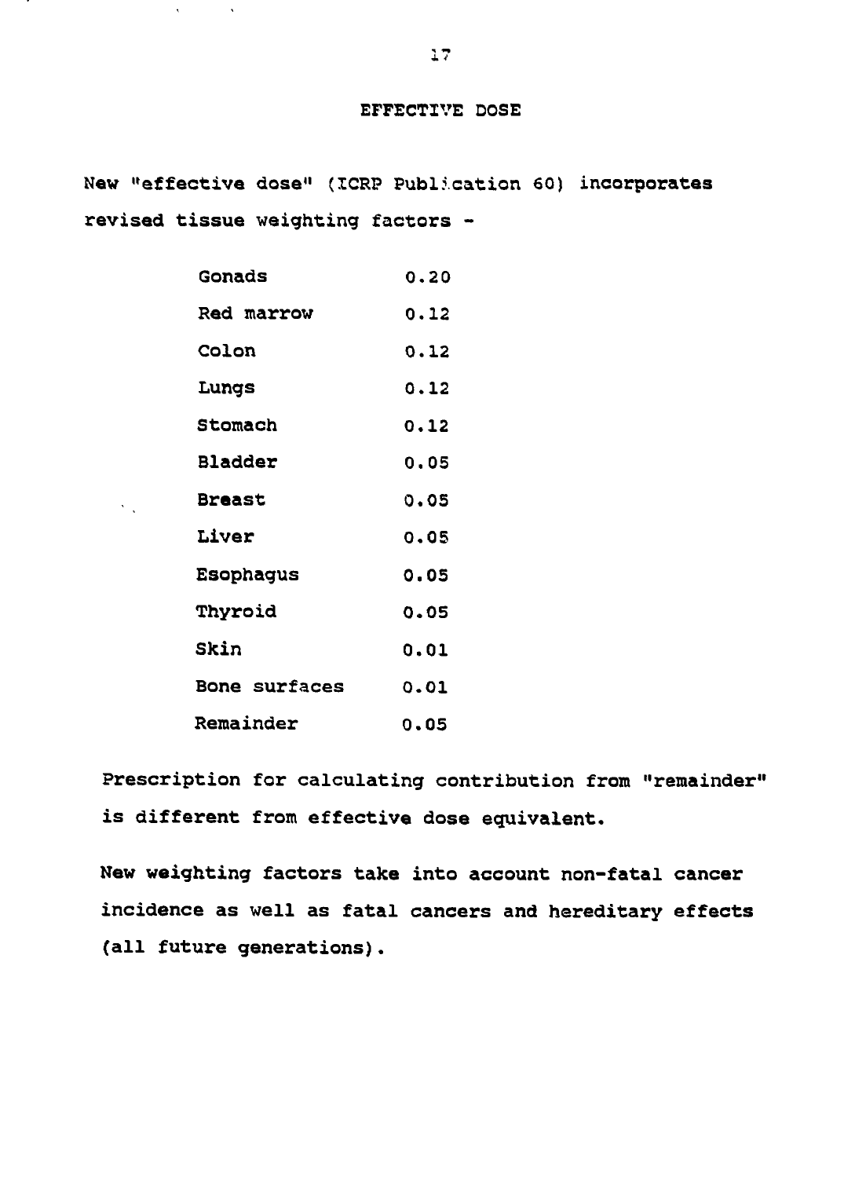# EFFECTIVE DOSE

New "effective dose" (ICRP Publication 60) incorporates revised tissue weighting factors -

| Tissue | Weighting factor |
|---|---|
| Gonads | 0.20 |
| Red marrow | 0.12 |
| Colon | 0.12 |
| Lungs | 0.12 |
| Stomach | 0.12 |
| Bladder | 0.05 |
| Breast | 0.05 |
| Liver | 0.05 |
| Esophagus | 0.05 |
| Thyroid | 0.05 |
| Skin | 0.01 |
| Bone surfaces | 0.01 |
| Remainder | 0.05 |

Prescription for calculating contribution from "remainder" is different from effective dose equivalent.

New weighting factors take into account non-fatal cancer incidence as well as fatal cancers and hereditary effects (all future generations).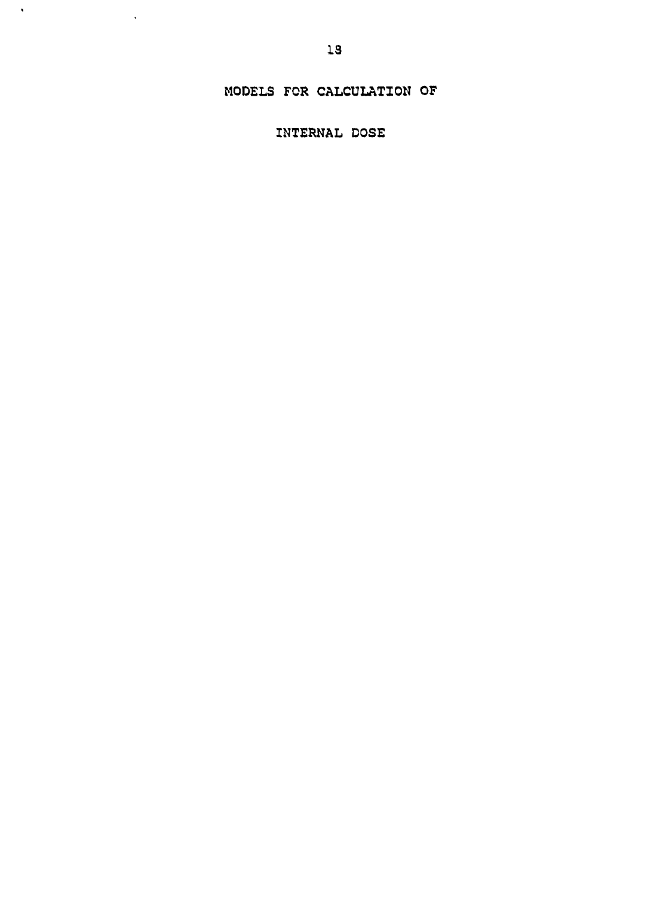# MODELS FOR CALCULATION OF INTERNAL DOSE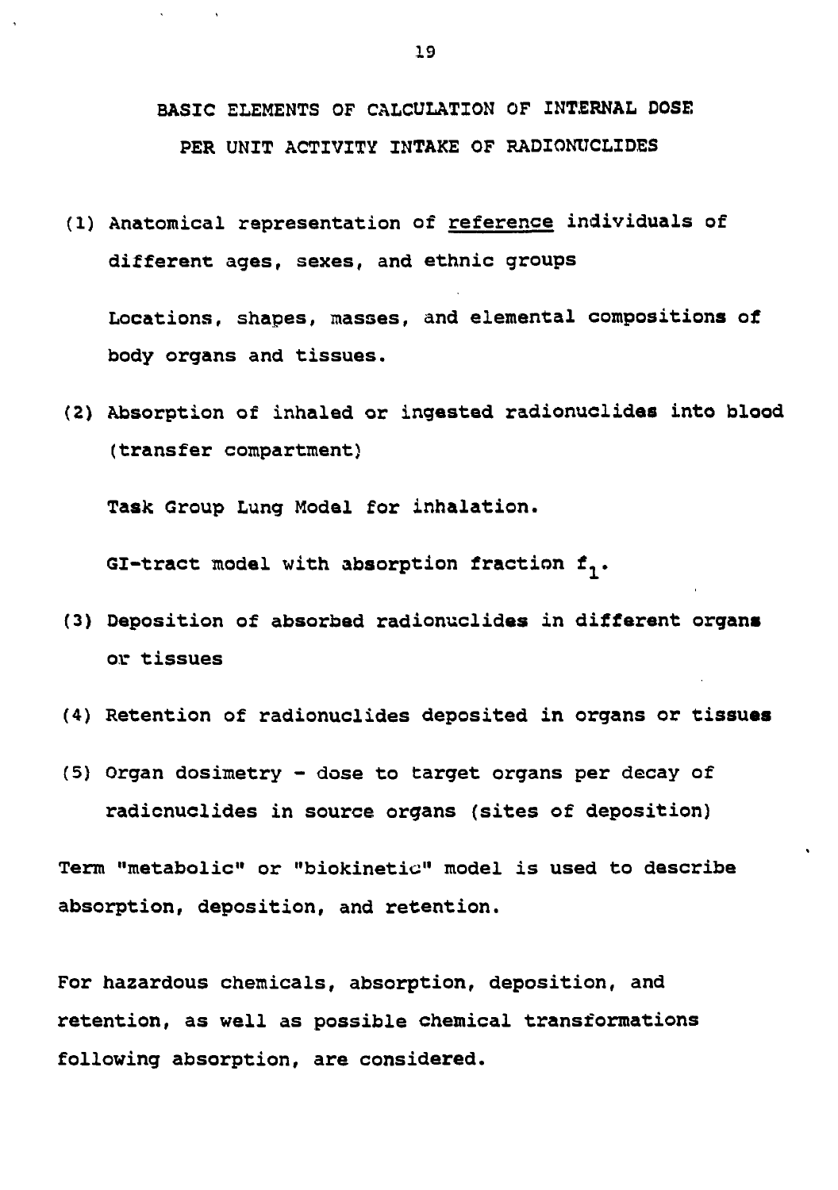# BASIC ELEMENTS OF CALCULATION OF INTERNAL DOSE PER UNIT ACTIVITY INTAKE OF RADIONUCLIDES

(1) Anatomical representation of <u>reference</u> individuals of different ages, sexes, and ethnic groups

Locations, shapes, masses, and elemental compositions of body organs and tissues.

(2) Absorption of inhaled or ingested radionuclides into blood (transfer compartment)

Task Group Lung Model for inhalation.

GI-tract model with absorption fraction $f_1$.

(3) Deposition of absorbed radionuclides in different organs or tissues

(4) Retention of radionuclides deposited in organs or tissues

(5) Organ dosimetry - dose to target organs per decay of radionuclides in source organs (sites of deposition)

Term "metabolic" or "biokinetic" model is used to describe absorption, deposition, and retention.

For hazardous chemicals, absorption, deposition, and retention, as well as possible chemical transformations following absorption, are considered.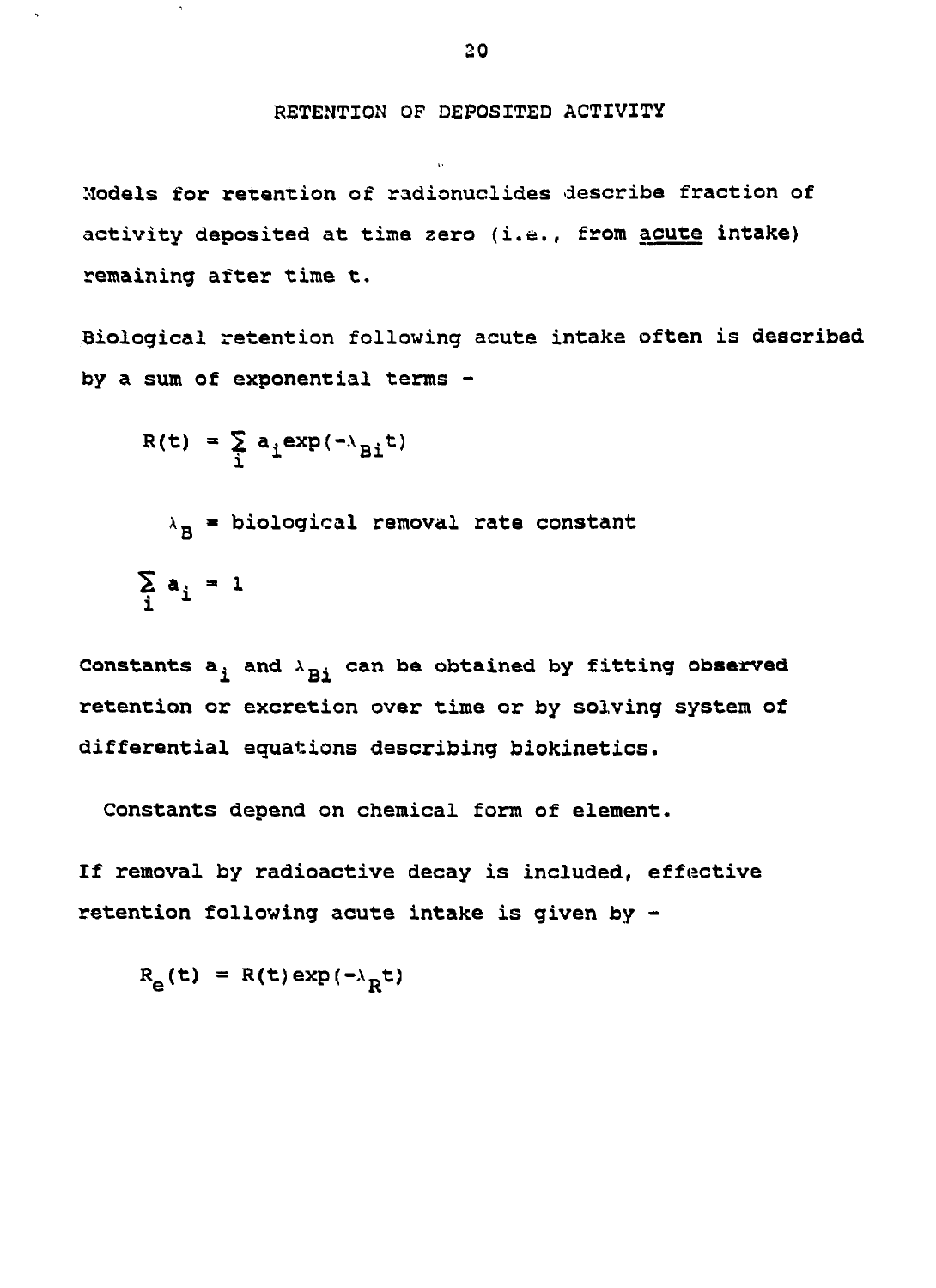## RETENTION OF DEPOSITED ACTIVITY

Models for retention of radionuclides describe fraction of activity deposited at time zero (i.e., from <u>acute</u> intake) remaining after time t.

Biological retention following acute intake often is described by a sum of exponential terms -

$$R(t) = \sum_i a_i \exp(-\lambda_{Bi} t)$$

$\lambda_B$ = biological removal rate constant

$$\sum_i a_i = 1$$

Constants $a_i$ and $\lambda_{Bi}$ can be obtained by fitting observed retention or excretion over time or by solving system of differential equations describing biokinetics.

Constants depend on chemical form of element.

If removal by radioactive decay is included, effective retention following acute intake is given by -

$$R_e(t) = R(t)\exp(-\lambda_R t)$$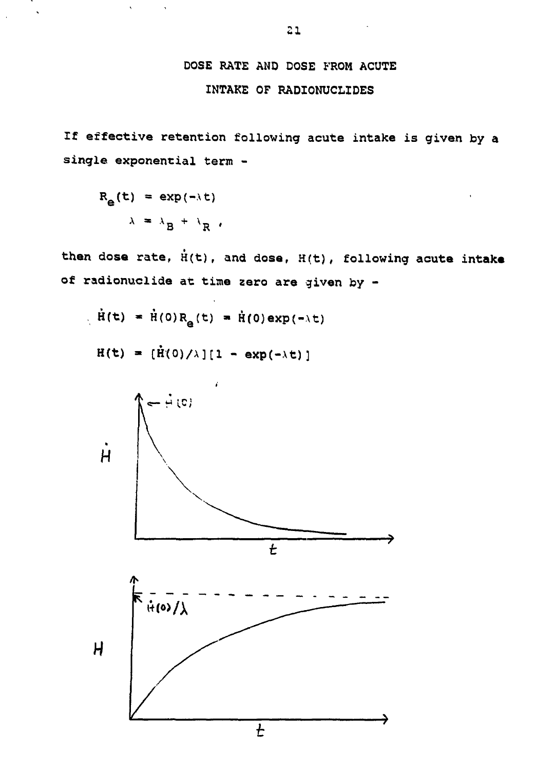# DOSE RATE AND DOSE FROM ACUTE INTAKE OF RADIONUCLIDES

If effective retention following acute intake is given by a single exponential term -

$$R_e(t) = \exp(-\lambda t)$$

$$\lambda = \lambda_B + \lambda_R ,$$

then dose rate, $\dot{H}(t)$, and dose, $H(t)$, following acute intake of radionuclide at time zero are given by -

$$\dot{H}(t) = \dot{H}(0)R_e(t) = \dot{H}(0)\exp(-\lambda t)$$

$$H(t) = [\dot{H}(0)/\lambda][1 - \exp(-\lambda t)]$$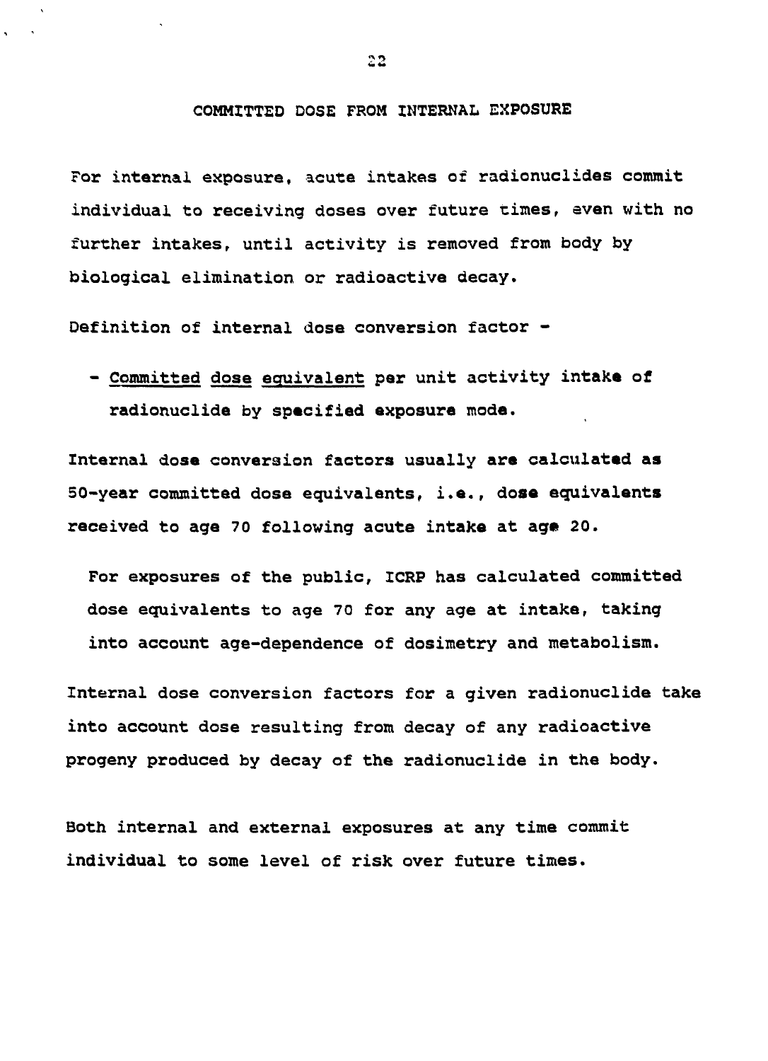## COMMITTED DOSE FROM INTERNAL EXPOSURE

For internal exposure, acute intakes of radionuclides commit individual to receiving doses over future times, even with no further intakes, until activity is removed from body by biological elimination or radioactive decay.

Definition of internal dose conversion factor -

- <u>Committed</u> <u>dose</u> <u>equivalent</u> per unit activity intake of radionuclide by specified exposure mode.

Internal dose conversion factors usually are calculated as 50-year committed dose equivalents, i.e., dose equivalents received to age 70 following acute intake at age 20.

For exposures of the public, ICRP has calculated committed dose equivalents to age 70 for any age at intake, taking into account age-dependence of dosimetry and metabolism.

Internal dose conversion factors for a given radionuclide take into account dose resulting from decay of any radioactive progeny produced by decay of the radionuclide in the body.

Both internal and external exposures at any time commit individual to some level of risk over future times.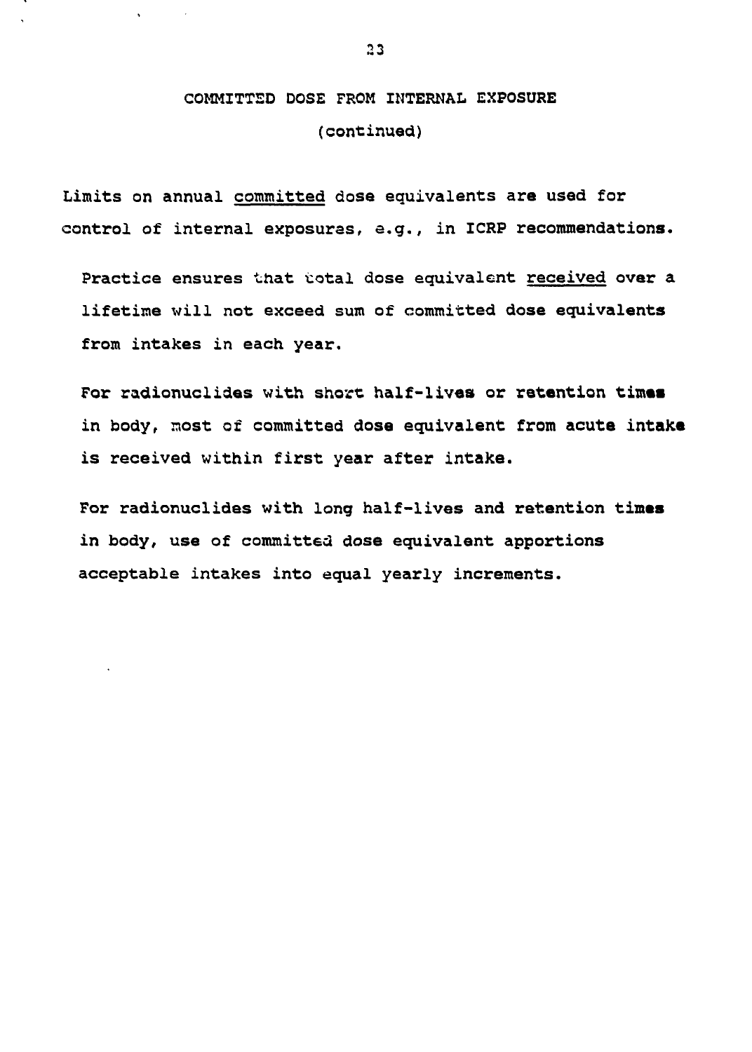## COMMITTED DOSE FROM INTERNAL EXPOSURE
(continued)

Limits on annual committed dose equivalents are used for control of internal exposures, e.g., in ICRP recommendations.

Practice ensures that total dose equivalent received over a lifetime will not exceed sum of committed dose equivalents from intakes in each year.

For radionuclides with short half-lives or retention times in body, most of committed dose equivalent from acute intake is received within first year after intake.

For radionuclides with long half-lives and retention times in body, use of committed dose equivalent apportions acceptable intakes into equal yearly increments.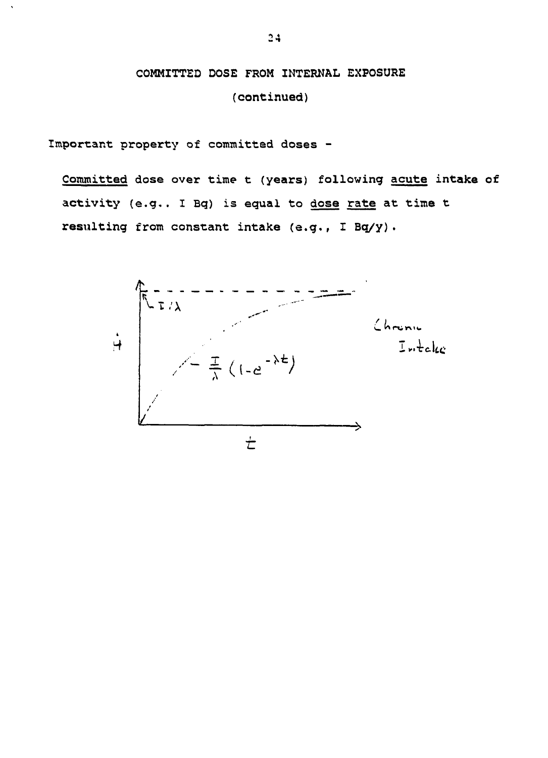# COMMITTED DOSE FROM INTERNAL EXPOSURE

## (continued)

Important property of committed doses -

<u>Committed</u> dose over time t (years) following <u>acute</u> intake of activity (e.g.. I Bq) is equal to <u>dose rate</u> at time t resulting from constant intake (e.g., I Bq/y).

$I/\lambda$

$\dot{H}$

$\frac{I}{\lambda}(1-e^{-\lambda t})$

Chronic Intake

$t$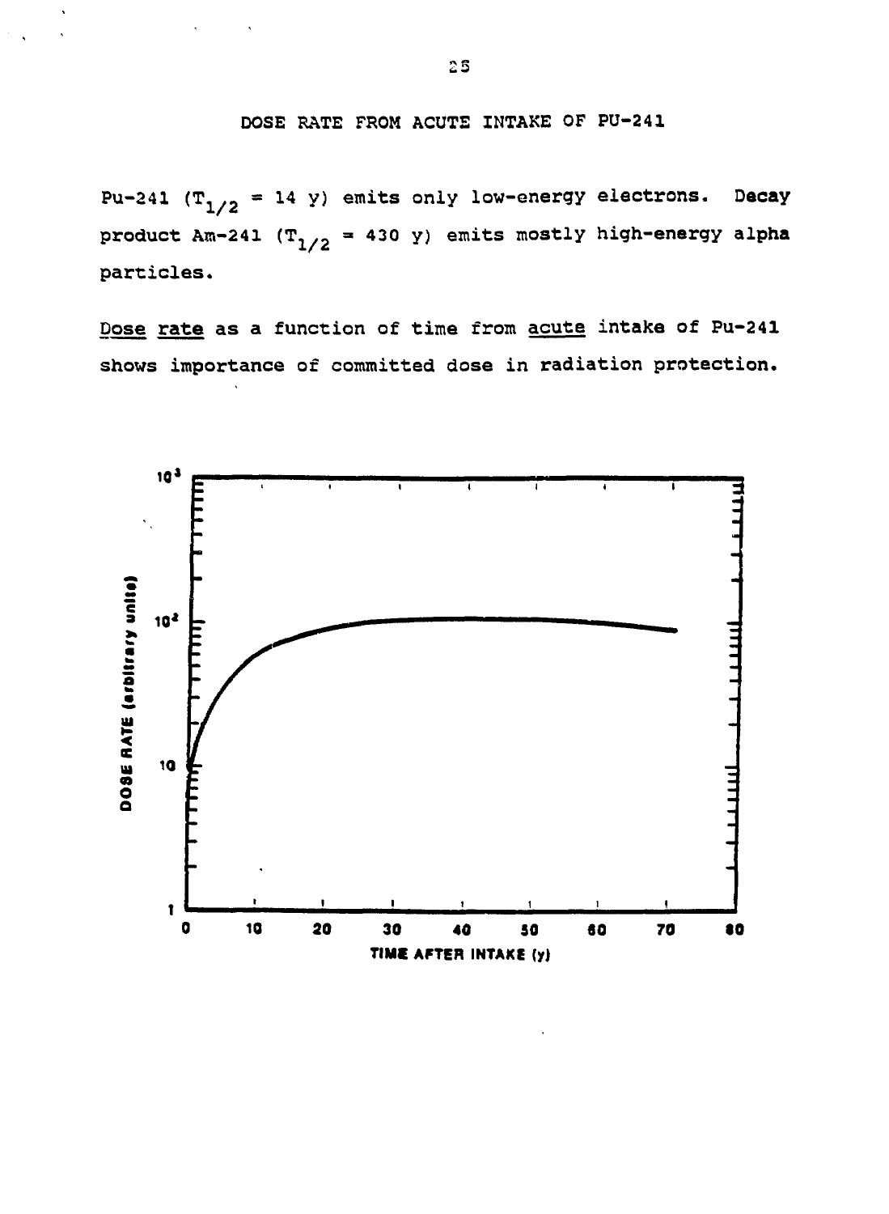## DOSE RATE FROM ACUTE INTAKE OF PU-241

Pu-241 ($T_{1/2}$ = 14 y) emits only low-energy electrons. Decay product Am-241 ($T_{1/2}$ = 430 y) emits mostly high-energy alpha particles.

Dose rate as a function of time from acute intake of Pu-241 shows importance of committed dose in radiation protection.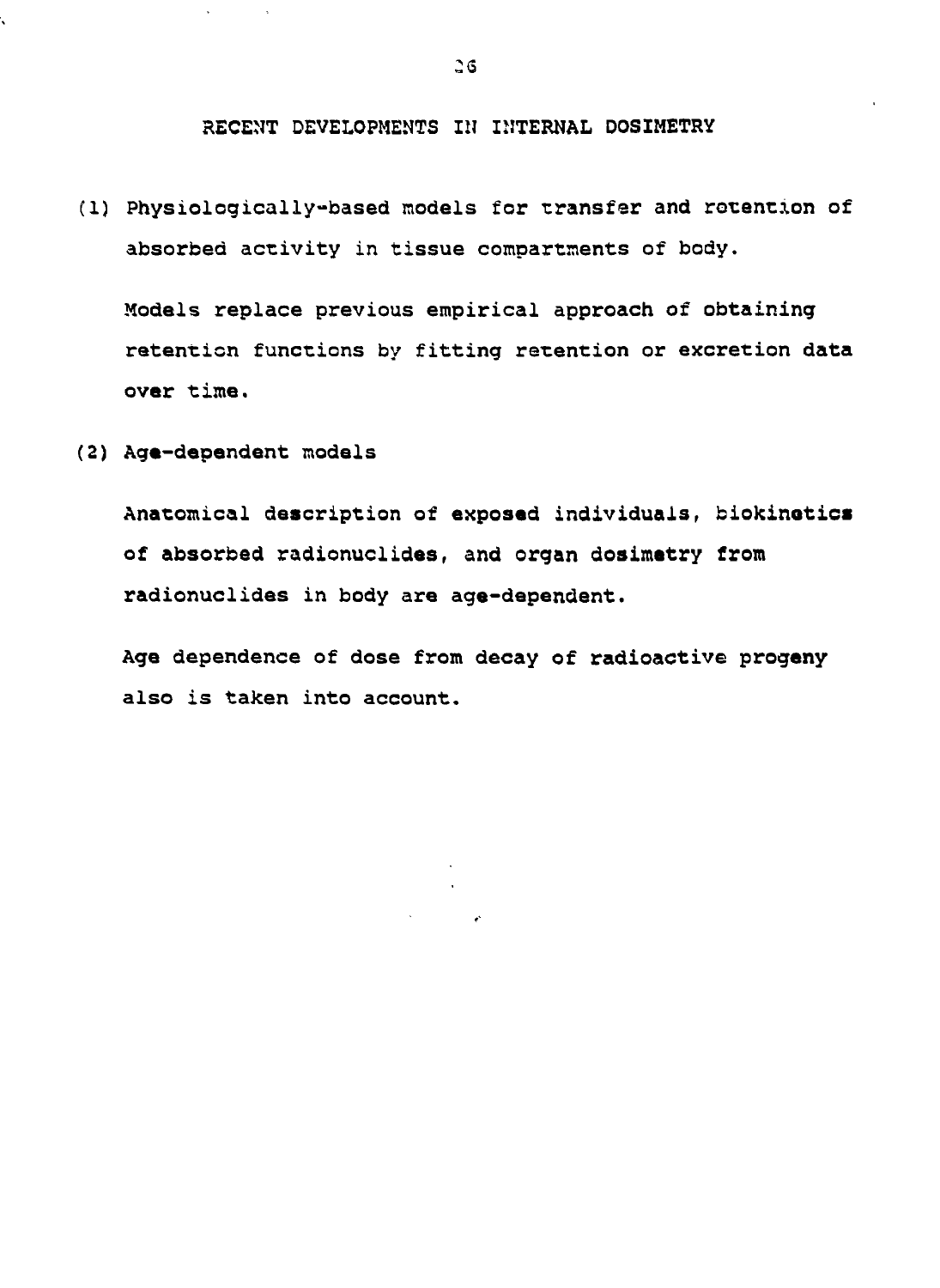## RECENT DEVELOPMENTS IN INTERNAL DOSIMETRY

(1) Physiologically-based models for transfer and retention of absorbed activity in tissue compartments of body.

Models replace previous empirical approach of obtaining retention functions by fitting retention or excretion data over time.

(2) Age-dependent models

Anatomical description of exposed individuals, biokinetics of absorbed radionuclides, and organ dosimetry from radionuclides in body are age-dependent.

Age dependence of dose from decay of radioactive progeny also is taken into account.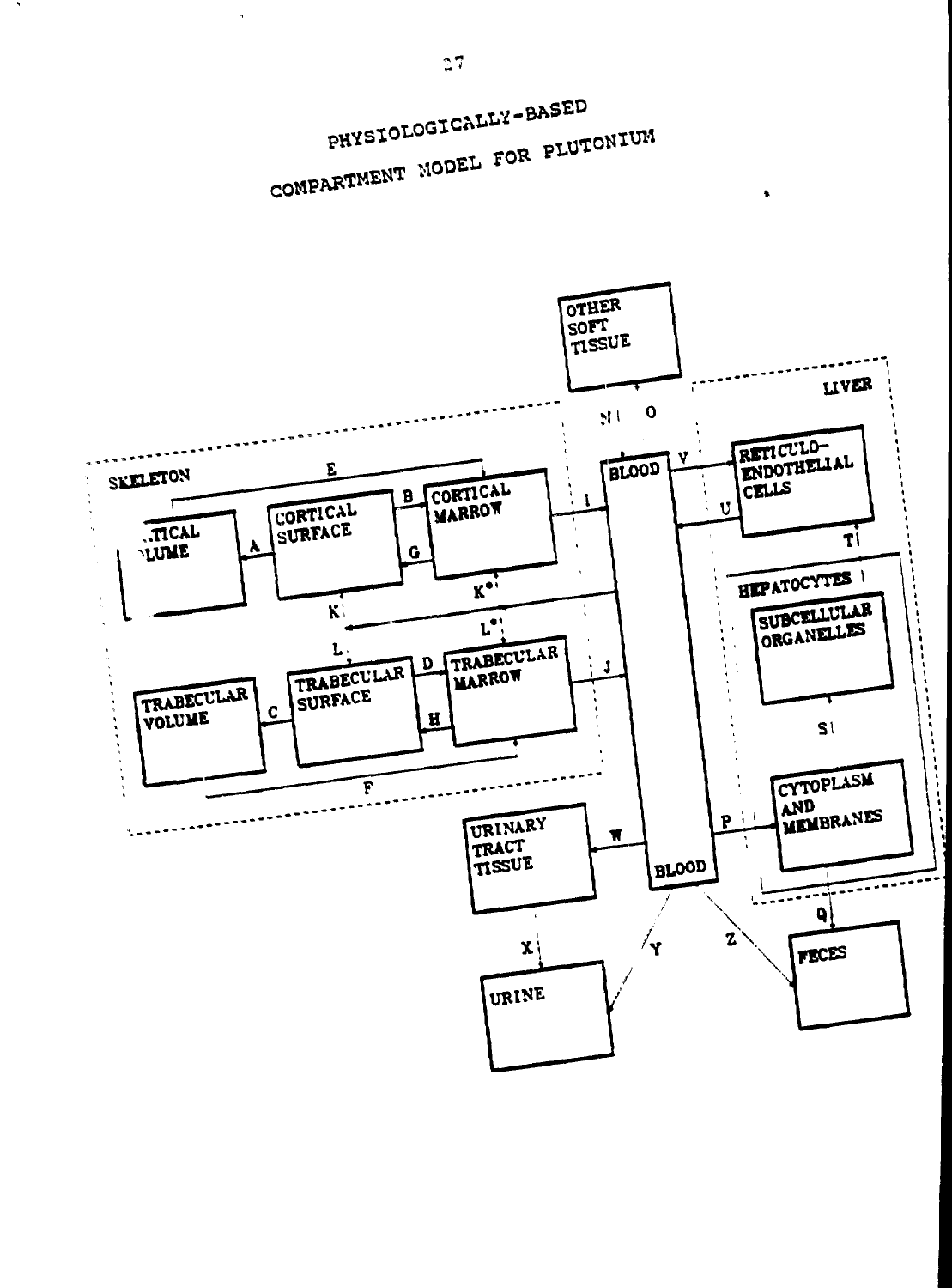# PHYSIOLOGICALLY-BASED COMPARTMENT MODEL FOR PLUTONIUM

OTHER SOFT TISSUE

LIVER

SKELETON

BLOOD

RETICULO-ENDOTHELIAL CELLS

CORTICAL VOLUME

CORTICAL SURFACE

CORTICAL MARROW

HEPATOCYTES

SUBCELLULAR ORGANELLES

TRABECULAR VOLUME

TRABECULAR SURFACE

TRABECULAR MARROW

CYTOPLASM AND MEMBRANES

URINARY TRACT TISSUE

BLOOD

URINE

FECES

A B C D E F G H I J K K* L L* N O P Q S T U V W X Y Z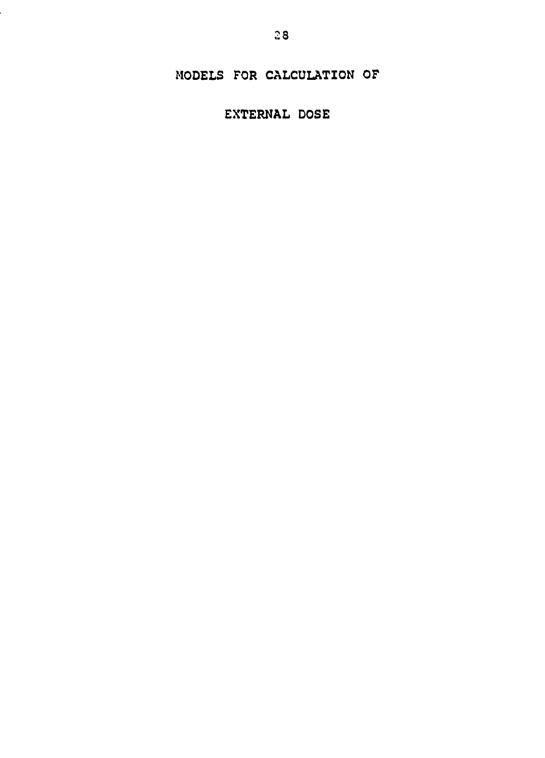# MODELS FOR CALCULATION OF

# EXTERNAL DOSE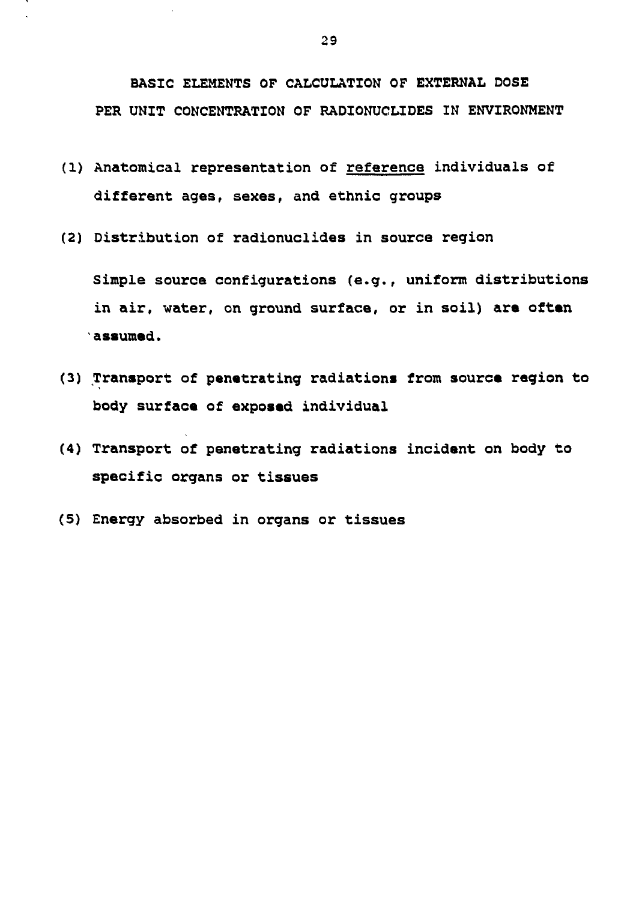# BASIC ELEMENTS OF CALCULATION OF EXTERNAL DOSE PER UNIT CONCENTRATION OF RADIONUCLIDES IN ENVIRONMENT

(1) Anatomical representation of reference individuals of different ages, sexes, and ethnic groups

(2) Distribution of radionuclides in source region

Simple source configurations (e.g., uniform distributions in air, water, on ground surface, or in soil) are often assumed.

(3) Transport of penetrating radiations from source region to body surface of exposed individual

(4) Transport of penetrating radiations incident on body to specific organs or tissues

(5) Energy absorbed in organs or tissues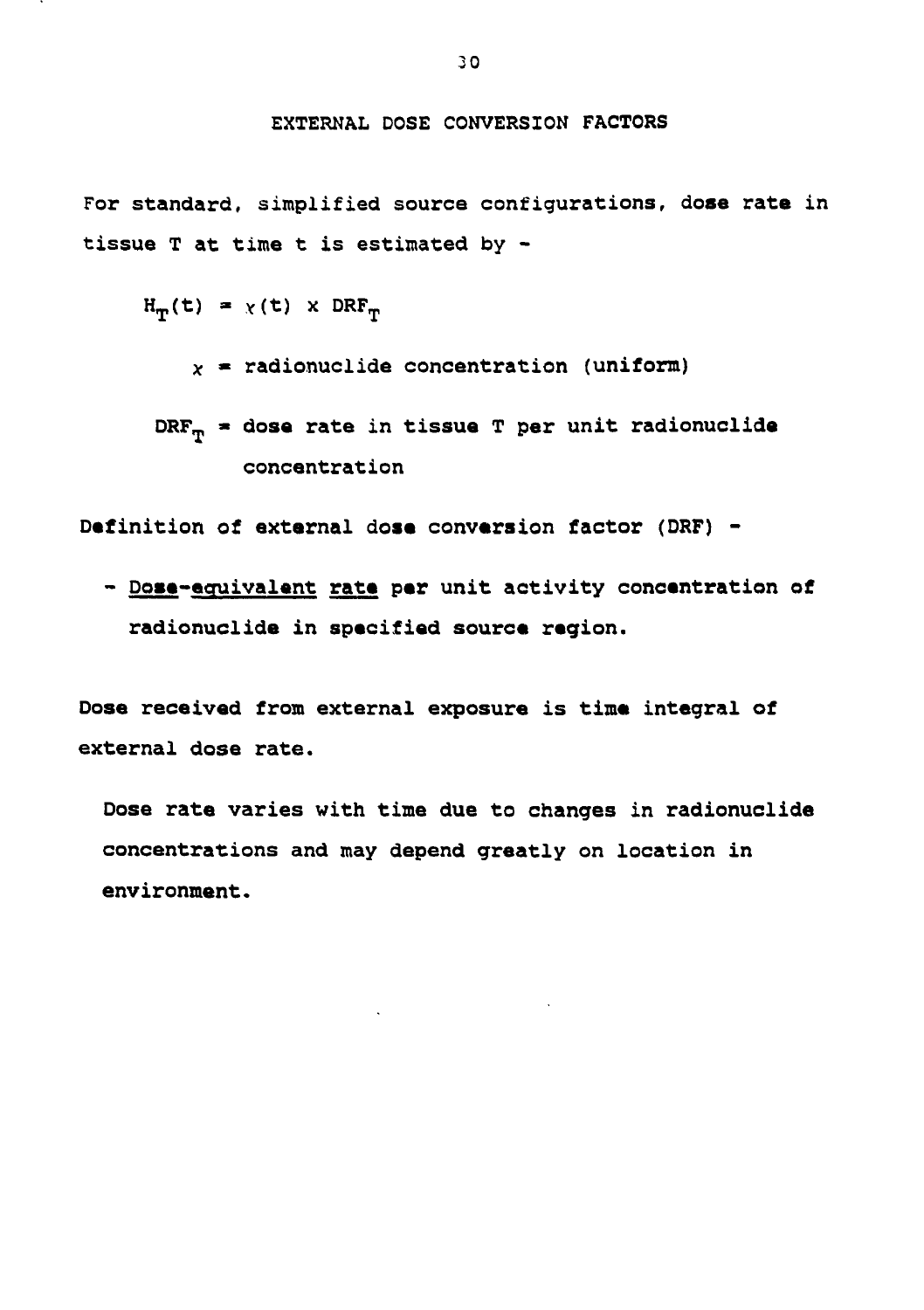## EXTERNAL DOSE CONVERSION FACTORS

For standard, simplified source configurations, dose rate in tissue T at time t is estimated by -

$$H_T(t) = \chi(t) \times DRF_T$$

$\chi$ = radionuclide concentration (uniform)

$DRF_T$ = dose rate in tissue T per unit radionuclide concentration

Definition of external dose conversion factor (DRF) -

- Dose-equivalent rate per unit activity concentration of radionuclide in specified source region.

Dose received from external exposure is time integral of external dose rate.

Dose rate varies with time due to changes in radionuclide concentrations and may depend greatly on location in environment.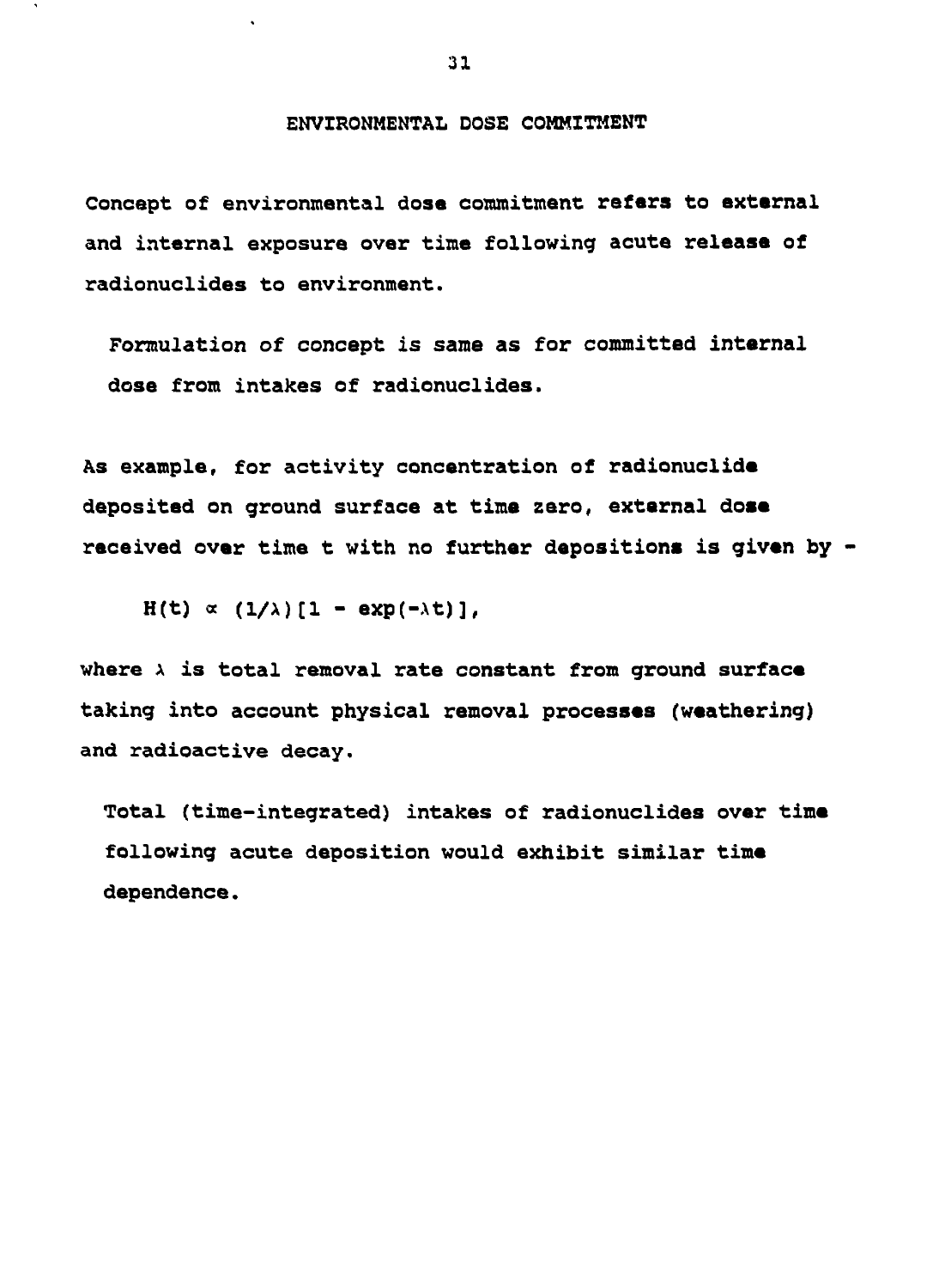## ENVIRONMENTAL DOSE COMMITMENT

Concept of environmental dose commitment refers to external and internal exposure over time following acute release of radionuclides to environment.

Formulation of concept is same as for committed internal dose from intakes of radionuclides.

As example, for activity concentration of radionuclide deposited on ground surface at time zero, external dose received over time t with no further depositions is given by -

$$H(t) \propto (1/\lambda)[1 - \exp(-\lambda t)],$$

where $\lambda$ is total removal rate constant from ground surface taking into account physical removal processes (weathering) and radioactive decay.

Total (time-integrated) intakes of radionuclides over time following acute deposition would exhibit similar time dependence.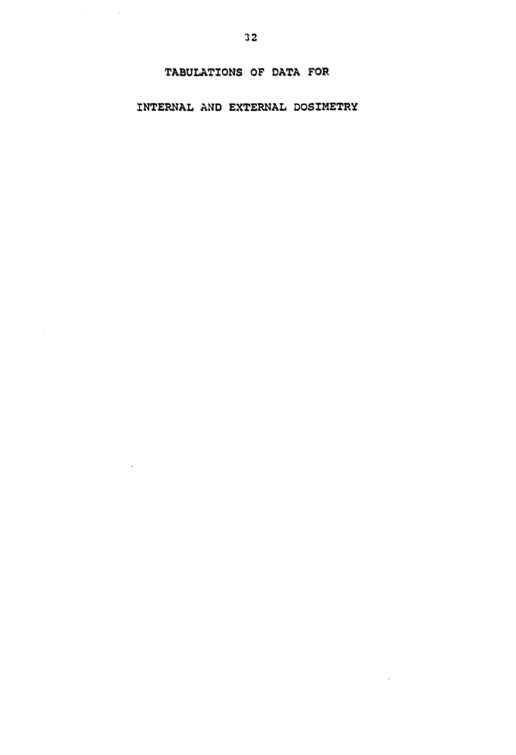# TABULATIONS OF DATA FOR

# INTERNAL AND EXTERNAL DOSIMETRY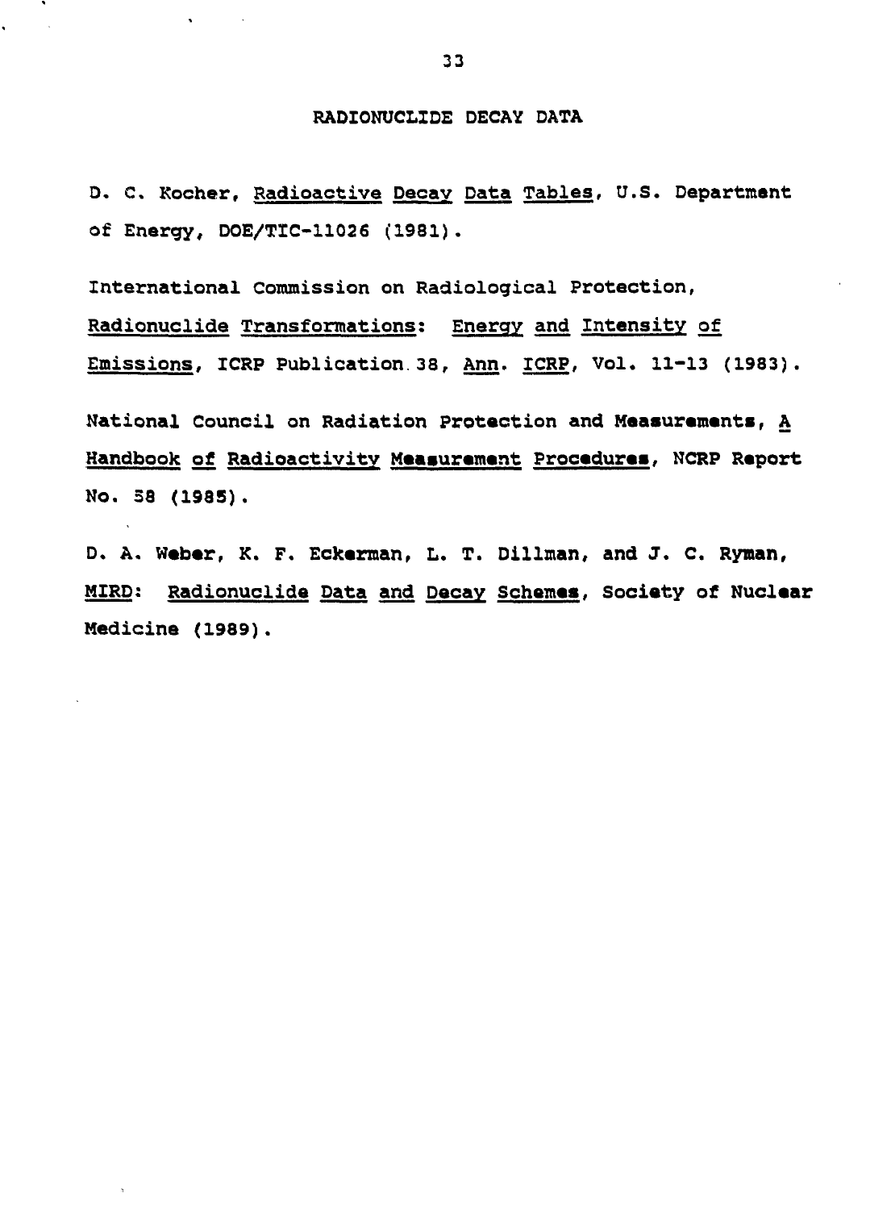## RADIONUCLIDE DECAY DATA

D. C. Kocher, Radioactive Decay Data Tables, U.S. Department of Energy, DOE/TIC-11026 (1981).

International Commission on Radiological Protection, Radionuclide Transformations: Energy and Intensity of Emissions, ICRP Publication 38, Ann. ICRP, Vol. 11-13 (1983).

National Council on Radiation Protection and Measurements, A Handbook of Radioactivity Measurement Procedures, NCRP Report No. 58 (1985).

D. A. Weber, K. F. Eckerman, L. T. Dillman, and J. C. Ryman, MIRD: Radionuclide Data and Decay Schemes, Society of Nuclear Medicine (1989).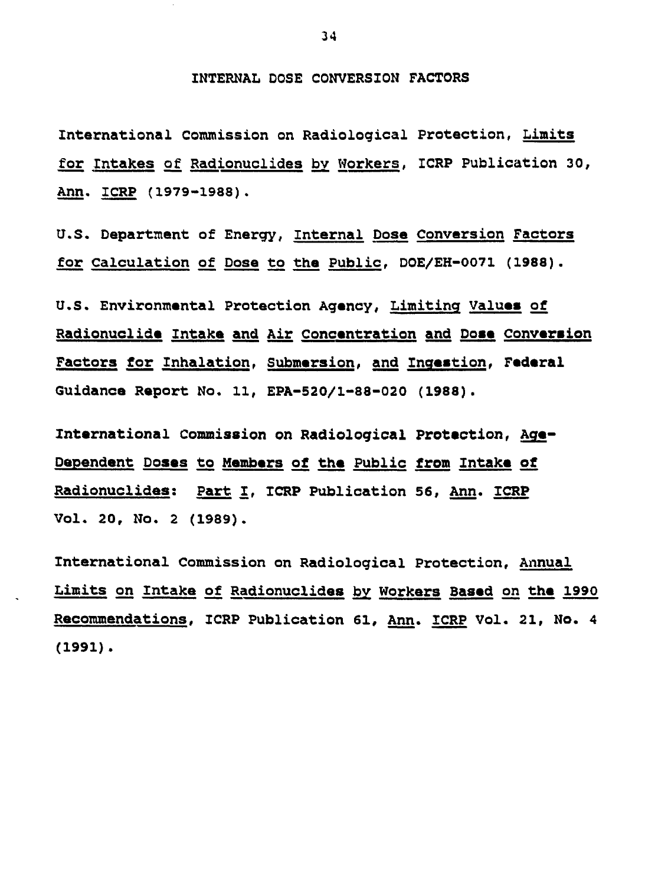## INTERNAL DOSE CONVERSION FACTORS

International Commission on Radiological Protection, Limits for Intakes of Radionuclides by Workers, ICRP Publication 30, Ann. ICRP (1979-1988).

U.S. Department of Energy, Internal Dose Conversion Factors for Calculation of Dose to the Public, DOE/EH-0071 (1988).

U.S. Environmental Protection Agency, Limiting Values of Radionuclide Intake and Air Concentration and Dose Conversion Factors for Inhalation, Submersion, and Ingestion, Federal Guidance Report No. 11, EPA-520/1-88-020 (1988).

International Commission on Radiological Protection, Age-Dependent Doses to Members of the Public from Intake of Radionuclides: Part I, ICRP Publication 56, Ann. ICRP Vol. 20, No. 2 (1989).

International Commission on Radiological Protection, Annual Limits on Intake of Radionuclides by Workers Based on the 1990 Recommendations, ICRP Publication 61, Ann. ICRP Vol. 21, No. 4 (1991).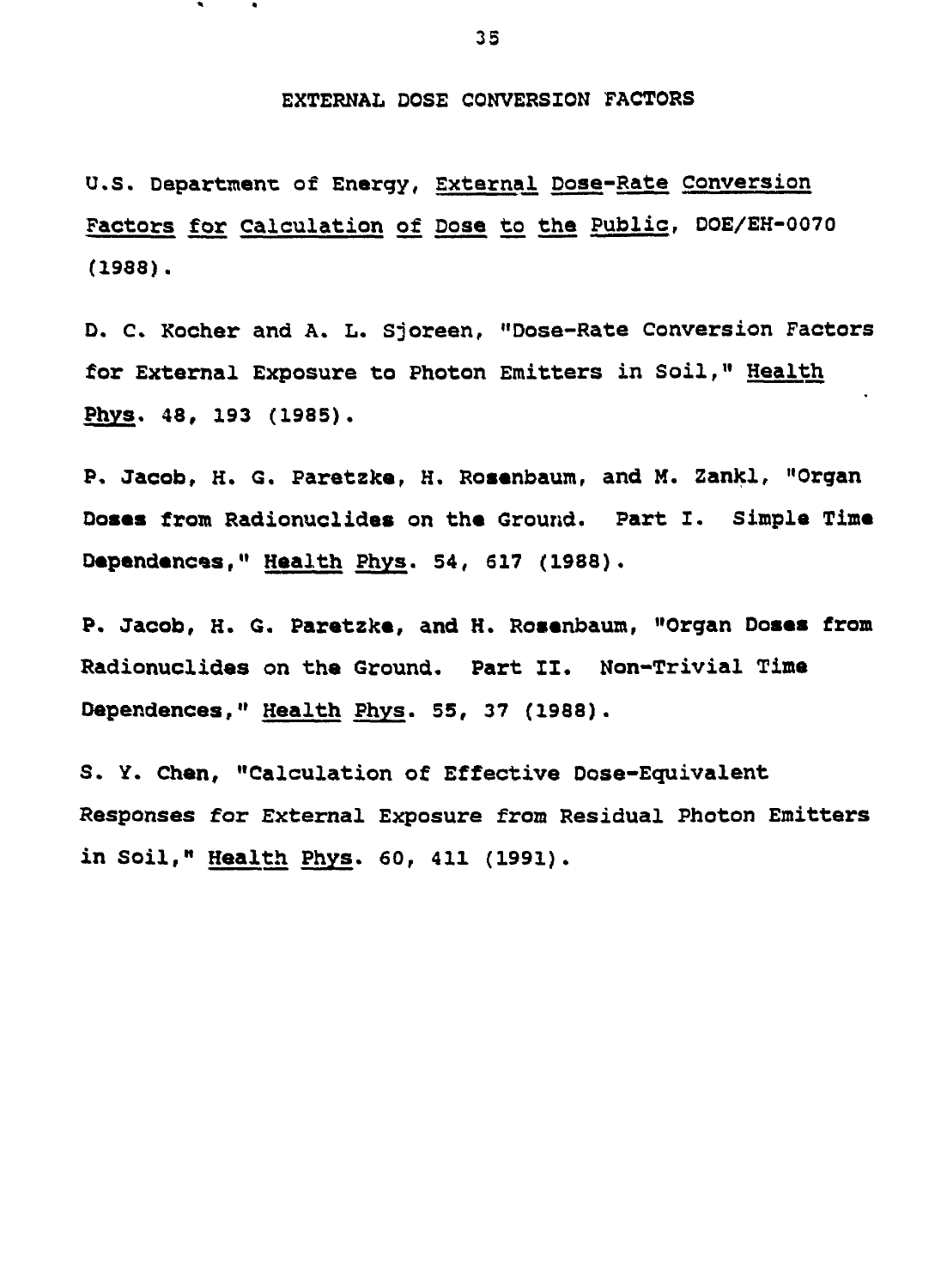## EXTERNAL DOSE CONVERSION FACTORS

U.S. Department of Energy, External Dose-Rate Conversion Factors for Calculation of Dose to the Public, DOE/EH-0070 (1988).

D. C. Kocher and A. L. Sjoreen, "Dose-Rate Conversion Factors for External Exposure to Photon Emitters in Soil," Health Phys. 48, 193 (1985).

P. Jacob, H. G. Paretzke, H. Rosenbaum, and M. Zankl, "Organ Doses from Radionuclides on the Ground. Part I. Simple Time Dependences," Health Phys. 54, 617 (1988).

P. Jacob, H. G. Paretzke, and H. Rosenbaum, "Organ Doses from Radionuclides on the Ground. Part II. Non-Trivial Time Dependences," Health Phys. 55, 37 (1988).

S. Y. Chen, "Calculation of Effective Dose-Equivalent Responses for External Exposure from Residual Photon Emitters in Soil," Health Phys. 60, 411 (1991).